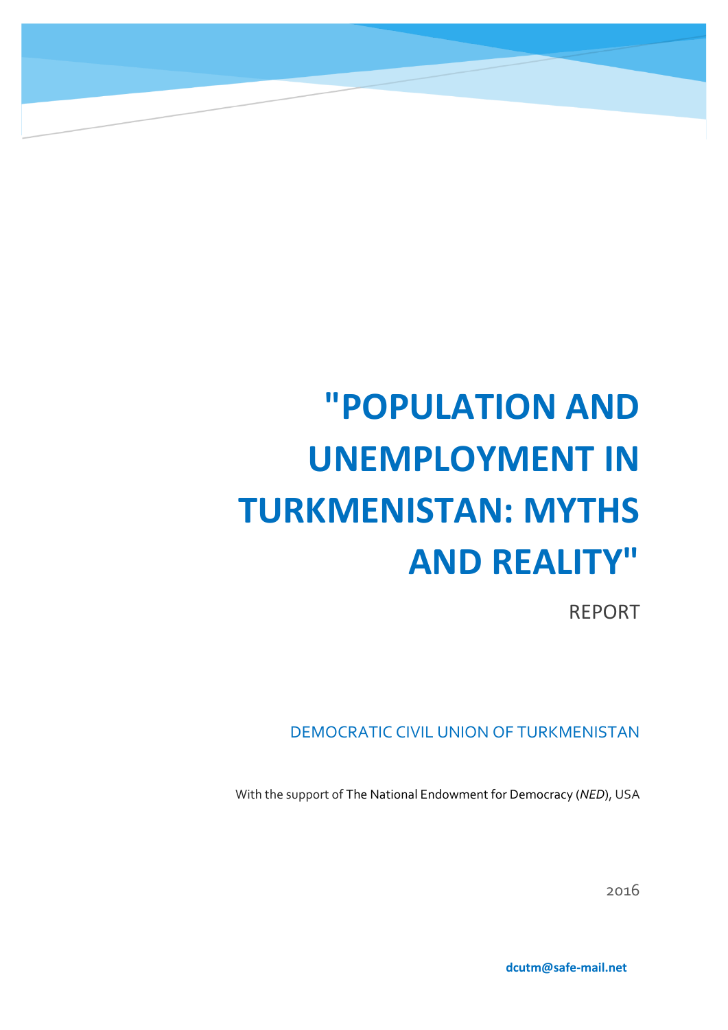# "POPULATION AND UNEMPLOYMENT IN TURKMENISTAN: MYTHS AND REALITY"

REPORT

DEMOCRATIC CIVIL UNION OF TURKMENISTAN

With the support of The National Endowment for Democracy (*NED*), USA

2016

**dcutm@safe-mail.net**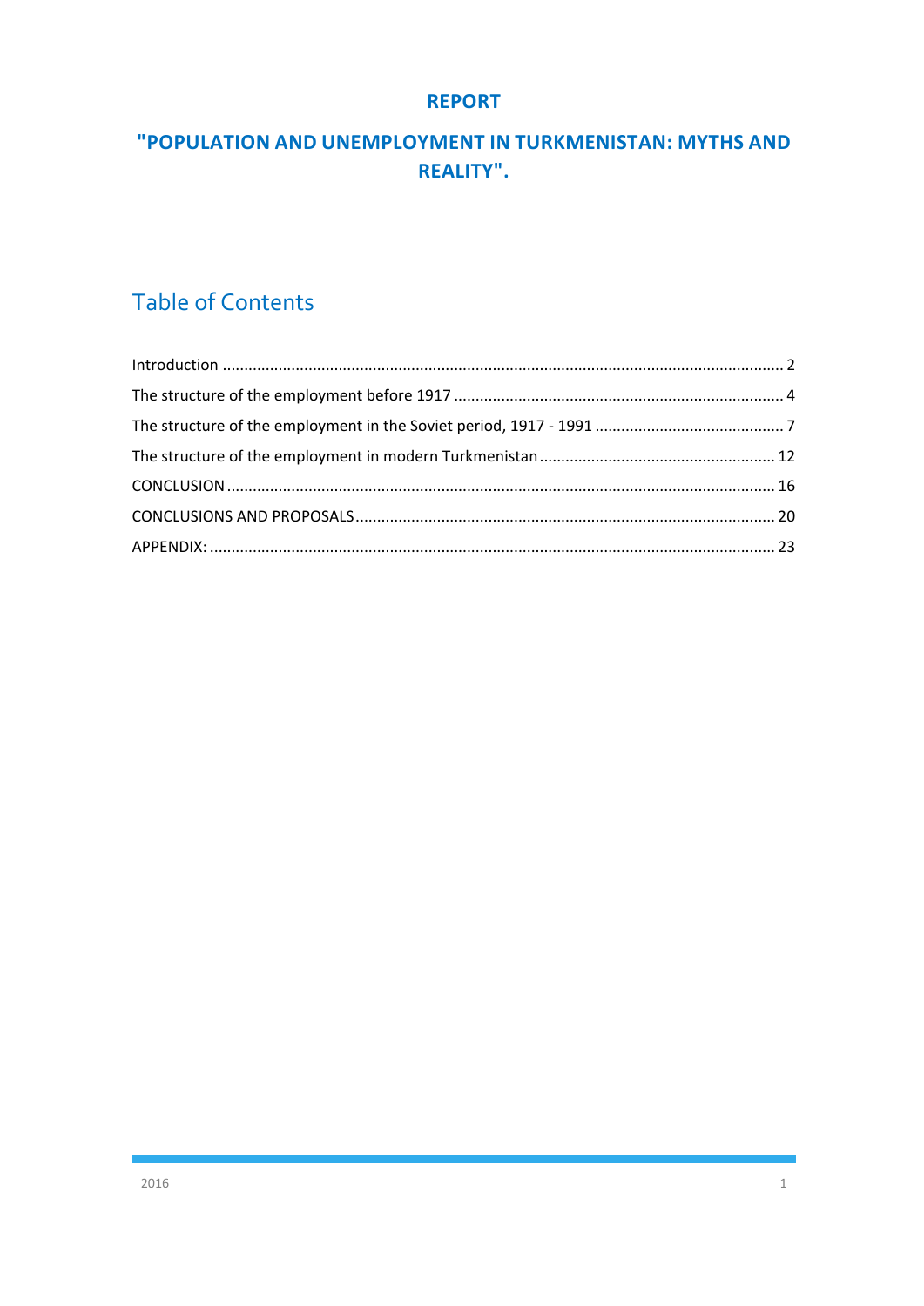# REPORT

# "POPULATION AND UNEMPLOYMENT IN TURKMENISTAN: MYTHS AND REALITY".

## Table of Contents

Introduction ........................................................................................................................ 2

The structure of the employment before 1917 ............................................................................ 4

The structure of the employment in the Soviet period, 1917 - 1991 ........................................... 7

The structure of the employment in modern Turkmenistan ....................................................... 12

CONCLUSION ............................................................................................................................. 16

CONCLUSIONS AND PROPOSALS ................................................................................................ 20

APPENDIX: .................................................................................................................................. 23

2016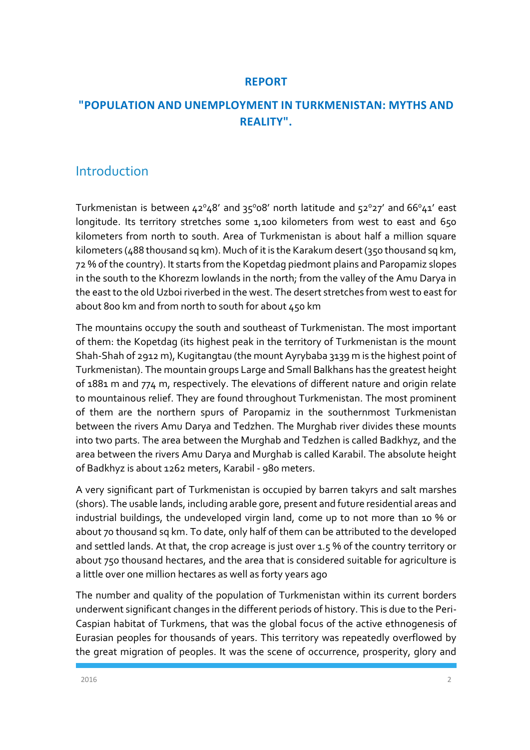**REPORT**

## "POPULATION AND UNEMPLOYMENT IN TURKMENISTAN: MYTHS AND REALITY".

## Introduction

Turkmenistan is between 42°48′ and 35°08′ north latitude and 52°27′ and 66°41′ east longitude. Its territory stretches some 1,100 kilometers from west to east and 650 kilometers from north to south. Area of Turkmenistan is about half a million square kilometers (488 thousand sq km). Much of it is the Karakum desert (350 thousand sq km, 72 % of the country). It starts from the Kopetdag piedmont plains and Paropamiz slopes in the south to the Khorezm lowlands in the north; from the valley of the Amu Darya in the east to the old Uzboi riverbed in the west. The desert stretches from west to east for about 800 km and from north to south for about 450 km

The mountains occupy the south and southeast of Turkmenistan. The most important of them: the Kopetdag (its highest peak in the territory of Turkmenistan is the mount Shah-Shah of 2912 m), Kugitangtau (the mount Ayrybaba 3139 m is the highest point of Turkmenistan). The mountain groups Large and Small Balkhans has the greatest height of 1881 m and 774 m, respectively. The elevations of different nature and origin relate to mountainous relief. They are found throughout Turkmenistan. The most prominent of them are the northern spurs of Paropamiz in the southernmost Turkmenistan between the rivers Amu Darya and Tedzhen. The Murghab river divides these mounts into two parts. The area between the Murghab and Tedzhen is called Badkhyz, and the area between the rivers Amu Darya and Murghab is called Karabil. The absolute height of Badkhyz is about 1262 meters, Karabil - 980 meters.

A very significant part of Turkmenistan is occupied by barren takyrs and salt marshes (shors). The usable lands, including arable gore, present and future residential areas and industrial buildings, the undeveloped virgin land, come up to not more than 10 % or about 70 thousand sq km. To date, only half of them can be attributed to the developed and settled lands. At that, the crop acreage is just over 1.5 % of the country territory or about 750 thousand hectares, and the area that is considered suitable for agriculture is a little over one million hectares as well as forty years ago

The number and quality of the population of Turkmenistan within its current borders underwent significant changes in the different periods of history. This is due to the Peri-Caspian habitat of Turkmens, that was the global focus of the active ethnogenesis of Eurasian peoples for thousands of years. This territory was repeatedly overflowed by the great migration of peoples. It was the scene of occurrence, prosperity, glory and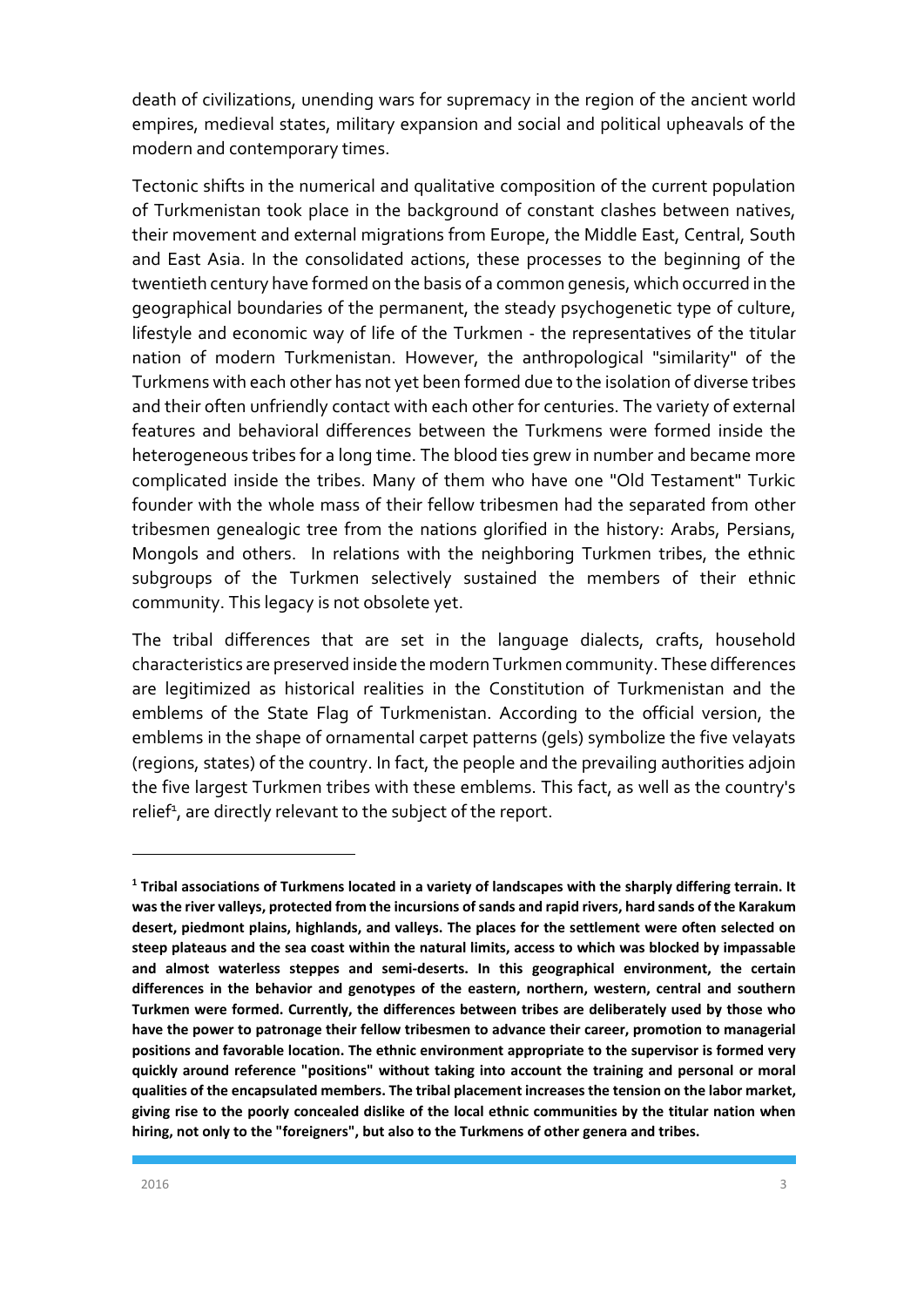death of civilizations, unending wars for supremacy in the region of the ancient world empires, medieval states, military expansion and social and political upheavals of the modern and contemporary times.

Tectonic shifts in the numerical and qualitative composition of the current population of Turkmenistan took place in the background of constant clashes between natives, their movement and external migrations from Europe, the Middle East, Central, South and East Asia. In the consolidated actions, these processes to the beginning of the twentieth century have formed on the basis of a common genesis, which occurred in the geographical boundaries of the permanent, the steady psychogenetic type of culture, lifestyle and economic way of life of the Turkmen - the representatives of the titular nation of modern Turkmenistan. However, the anthropological "similarity" of the Turkmens with each other has not yet been formed due to the isolation of diverse tribes and their often unfriendly contact with each other for centuries. The variety of external features and behavioral differences between the Turkmens were formed inside the heterogeneous tribes for a long time. The blood ties grew in number and became more complicated inside the tribes. Many of them who have one "Old Testament" Turkic founder with the whole mass of their fellow tribesmen had the separated from other tribesmen genealogic tree from the nations glorified in the history: Arabs, Persians, Mongols and others. In relations with the neighboring Turkmen tribes, the ethnic subgroups of the Turkmen selectively sustained the members of their ethnic community. This legacy is not obsolete yet.

The tribal differences that are set in the language dialects, crafts, household characteristics are preserved inside the modern Turkmen community. These differences are legitimized as historical realities in the Constitution of Turkmenistan and the emblems of the State Flag of Turkmenistan. According to the official version, the emblems in the shape of ornamental carpet patterns (gels) symbolize the five velayats (regions, states) of the country. In fact, the people and the prevailing authorities adjoin the five largest Turkmen tribes with these emblems. This fact, as well as the country's relief[1], are directly relevant to the subject of the report.

---

**[1] Tribal associations of Turkmens located in a variety of landscapes with the sharply differing terrain. It was the river valleys, protected from the incursions of sands and rapid rivers, hard sands of the Karakum desert, piedmont plains, highlands, and valleys. The places for the settlement were often selected on steep plateaus and the sea coast within the natural limits, access to which was blocked by impassable and almost waterless steppes and semi-deserts. In this geographical environment, the certain differences in the behavior and genotypes of the eastern, northern, western, central and southern Turkmen were formed. Currently, the differences between tribes are deliberately used by those who have the power to patronage their fellow tribesmen to advance their career, promotion to managerial positions and favorable location. The ethnic environment appropriate to the supervisor is formed very quickly around reference "positions" without taking into account the training and personal or moral qualities of the encapsulated members. The tribal placement increases the tension on the labor market, giving rise to the poorly concealed dislike of the local ethnic communities by the titular nation when hiring, not only to the "foreigners", but also to the Turkmens of other genera and tribes.**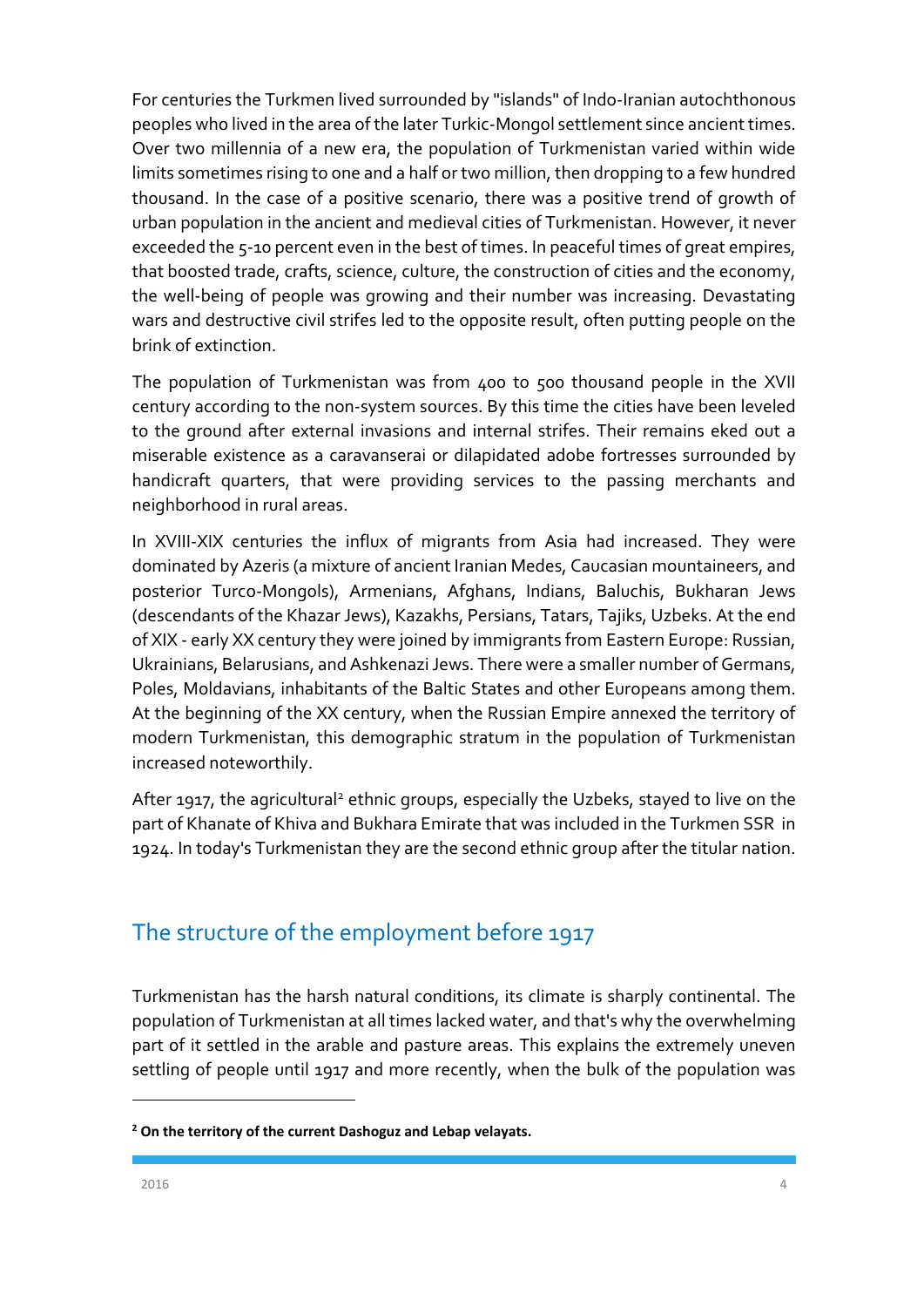For centuries the Turkmen lived surrounded by "islands" of Indo-Iranian autochthonous peoples who lived in the area of the later Turkic-Mongol settlement since ancient times. Over two millennia of a new era, the population of Turkmenistan varied within wide limits sometimes rising to one and a half or two million, then dropping to a few hundred thousand. In the case of a positive scenario, there was a positive trend of growth of urban population in the ancient and medieval cities of Turkmenistan. However, it never exceeded the 5-10 percent even in the best of times. In peaceful times of great empires, that boosted trade, crafts, science, culture, the construction of cities and the economy, the well-being of people was growing and their number was increasing. Devastating wars and destructive civil strifes led to the opposite result, often putting people on the brink of extinction.

The population of Turkmenistan was from 400 to 500 thousand people in the XVII century according to the non-system sources. By this time the cities have been leveled to the ground after external invasions and internal strifes. Their remains eked out a miserable existence as a caravanserai or dilapidated adobe fortresses surrounded by handicraft quarters, that were providing services to the passing merchants and neighborhood in rural areas.

In XVIII-XIX centuries the influx of migrants from Asia had increased. They were dominated by Azeris (a mixture of ancient Iranian Medes, Caucasian mountaineers, and posterior Turco-Mongols), Armenians, Afghans, Indians, Baluchis, Bukharan Jews (descendants of the Khazar Jews), Kazakhs, Persians, Tatars, Tajiks, Uzbeks. At the end of XIX - early XX century they were joined by immigrants from Eastern Europe: Russian, Ukrainians, Belarusians, and Ashkenazi Jews. There were a smaller number of Germans, Poles, Moldavians, inhabitants of the Baltic States and other Europeans among them. At the beginning of the XX century, when the Russian Empire annexed the territory of modern Turkmenistan, this demographic stratum in the population of Turkmenistan increased noteworthily.

After 1917, the agricultural[2] ethnic groups, especially the Uzbeks, stayed to live on the part of Khanate of Khiva and Bukhara Emirate that was included in the Turkmen SSR in 1924. In today's Turkmenistan they are the second ethnic group after the titular nation.

## The structure of the employment before 1917

Turkmenistan has the harsh natural conditions, its climate is sharply continental. The population of Turkmenistan at all times lacked water, and that's why the overwhelming part of it settled in the arable and pasture areas. This explains the extremely uneven settling of people until 1917 and more recently, when the bulk of the population was

---

[2] **On the territory of the current Dashoguz and Lebap velayats.**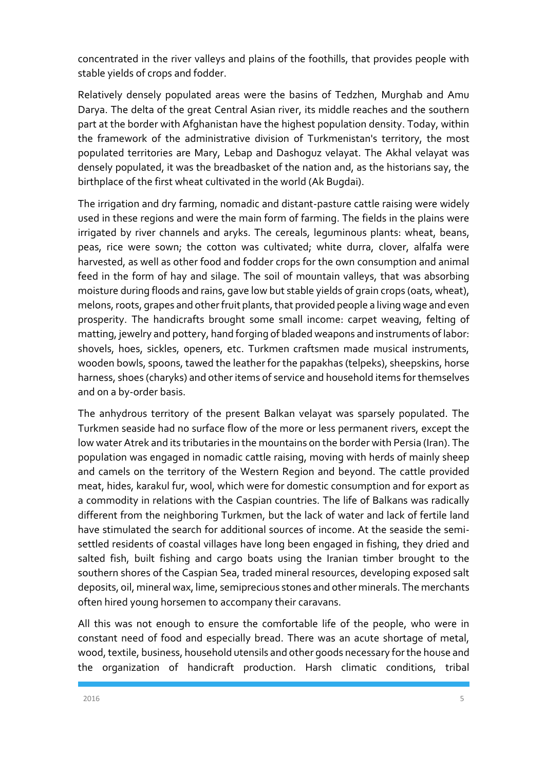concentrated in the river valleys and plains of the foothills, that provides people with stable yields of crops and fodder.

Relatively densely populated areas were the basins of Tedzhen, Murghab and Amu Darya. The delta of the great Central Asian river, its middle reaches and the southern part at the border with Afghanistan have the highest population density. Today, within the framework of the administrative division of Turkmenistan's territory, the most populated territories are Mary, Lebap and Dashoguz velayat. The Akhal velayat was densely populated, it was the breadbasket of the nation and, as the historians say, the birthplace of the first wheat cultivated in the world (Ak Bugdai).

The irrigation and dry farming, nomadic and distant-pasture cattle raising were widely used in these regions and were the main form of farming. The fields in the plains were irrigated by river channels and aryks. The cereals, leguminous plants: wheat, beans, peas, rice were sown; the cotton was cultivated; white durra, clover, alfalfa were harvested, as well as other food and fodder crops for the own consumption and animal feed in the form of hay and silage. The soil of mountain valleys, that was absorbing moisture during floods and rains, gave low but stable yields of grain crops (oats, wheat), melons, roots, grapes and other fruit plants, that provided people a living wage and even prosperity. The handicrafts brought some small income: carpet weaving, felting of matting, jewelry and pottery, hand forging of bladed weapons and instruments of labor: shovels, hoes, sickles, openers, etc. Turkmen craftsmen made musical instruments, wooden bowls, spoons, tawed the leather for the papakhas (telpeks), sheepskins, horse harness, shoes (charyks) and other items of service and household items for themselves and on a by-order basis.

The anhydrous territory of the present Balkan velayat was sparsely populated. The Turkmen seaside had no surface flow of the more or less permanent rivers, except the low water Atrek and its tributaries in the mountains on the border with Persia (Iran). The population was engaged in nomadic cattle raising, moving with herds of mainly sheep and camels on the territory of the Western Region and beyond. The cattle provided meat, hides, karakul fur, wool, which were for domestic consumption and for export as a commodity in relations with the Caspian countries. The life of Balkans was radically different from the neighboring Turkmen, but the lack of water and lack of fertile land have stimulated the search for additional sources of income. At the seaside the semi-settled residents of coastal villages have long been engaged in fishing, they dried and salted fish, built fishing and cargo boats using the Iranian timber brought to the southern shores of the Caspian Sea, traded mineral resources, developing exposed salt deposits, oil, mineral wax, lime, semiprecious stones and other minerals. The merchants often hired young horsemen to accompany their caravans.

All this was not enough to ensure the comfortable life of the people, who were in constant need of food and especially bread. There was an acute shortage of metal, wood, textile, business, household utensils and other goods necessary for the house and the organization of handicraft production. Harsh climatic conditions, tribal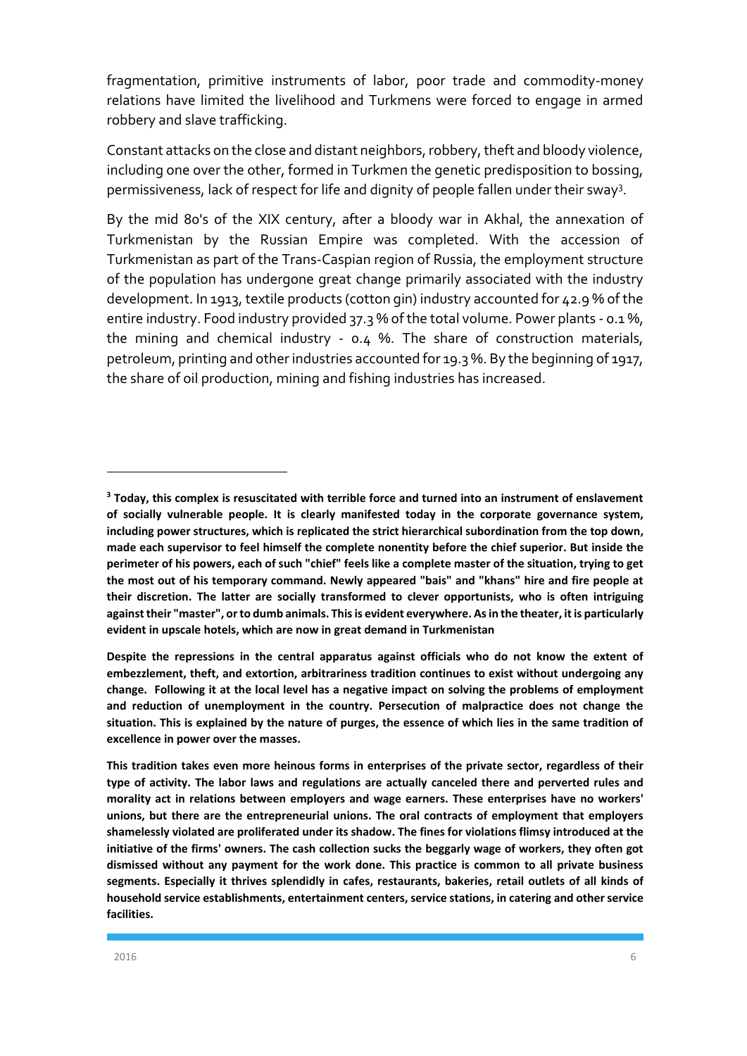fragmentation, primitive instruments of labor, poor trade and commodity-money relations have limited the livelihood and Turkmens were forced to engage in armed robbery and slave trafficking.

Constant attacks on the close and distant neighbors, robbery, theft and bloody violence, including one over the other, formed in Turkmen the genetic predisposition to bossing, permissiveness, lack of respect for life and dignity of people fallen under their sway[3].

By the mid 80's of the XIX century, after a bloody war in Akhal, the annexation of Turkmenistan by the Russian Empire was completed. With the accession of Turkmenistan as part of the Trans-Caspian region of Russia, the employment structure of the population has undergone great change primarily associated with the industry development. In 1913, textile products (cotton gin) industry accounted for 42.9 % of the entire industry. Food industry provided 37.3 % of the total volume. Power plants - 0.1 %, the mining and chemical industry - 0.4 %. The share of construction materials, petroleum, printing and other industries accounted for 19.3 %. By the beginning of 1917, the share of oil production, mining and fishing industries has increased.

---

[3] **Today, this complex is resuscitated with terrible force and turned into an instrument of enslavement of socially vulnerable people. It is clearly manifested today in the corporate governance system, including power structures, which is replicated the strict hierarchical subordination from the top down, made each supervisor to feel himself the complete nonentity before the chief superior. But inside the perimeter of his powers, each of such "chief" feels like a complete master of the situation, trying to get the most out of his temporary command. Newly appeared "bais" and "khans" hire and fire people at their discretion. The latter are socially transformed to clever opportunists, who is often intriguing against their "master", or to dumb animals. This is evident everywhere. As in the theater, it is particularly evident in upscale hotels, which are now in great demand in Turkmenistan**

**Despite the repressions in the central apparatus against officials who do not know the extent of embezzlement, theft, and extortion, arbitrariness tradition continues to exist without undergoing any change. Following it at the local level has a negative impact on solving the problems of employment and reduction of unemployment in the country. Persecution of malpractice does not change the situation. This is explained by the nature of purges, the essence of which lies in the same tradition of excellence in power over the masses.**

**This tradition takes even more heinous forms in enterprises of the private sector, regardless of their type of activity. The labor laws and regulations are actually canceled there and perverted rules and morality act in relations between employers and wage earners. These enterprises have no workers' unions, but there are the entrepreneurial unions. The oral contracts of employment that employers shamelessly violated are proliferated under its shadow. The fines for violations flimsy introduced at the initiative of the firms' owners. The cash collection sucks the beggarly wage of workers, they often got dismissed without any payment for the work done. This practice is common to all private business segments. Especially it thrives splendidly in cafes, restaurants, bakeries, retail outlets of all kinds of household service establishments, entertainment centers, service stations, in catering and other service facilities.**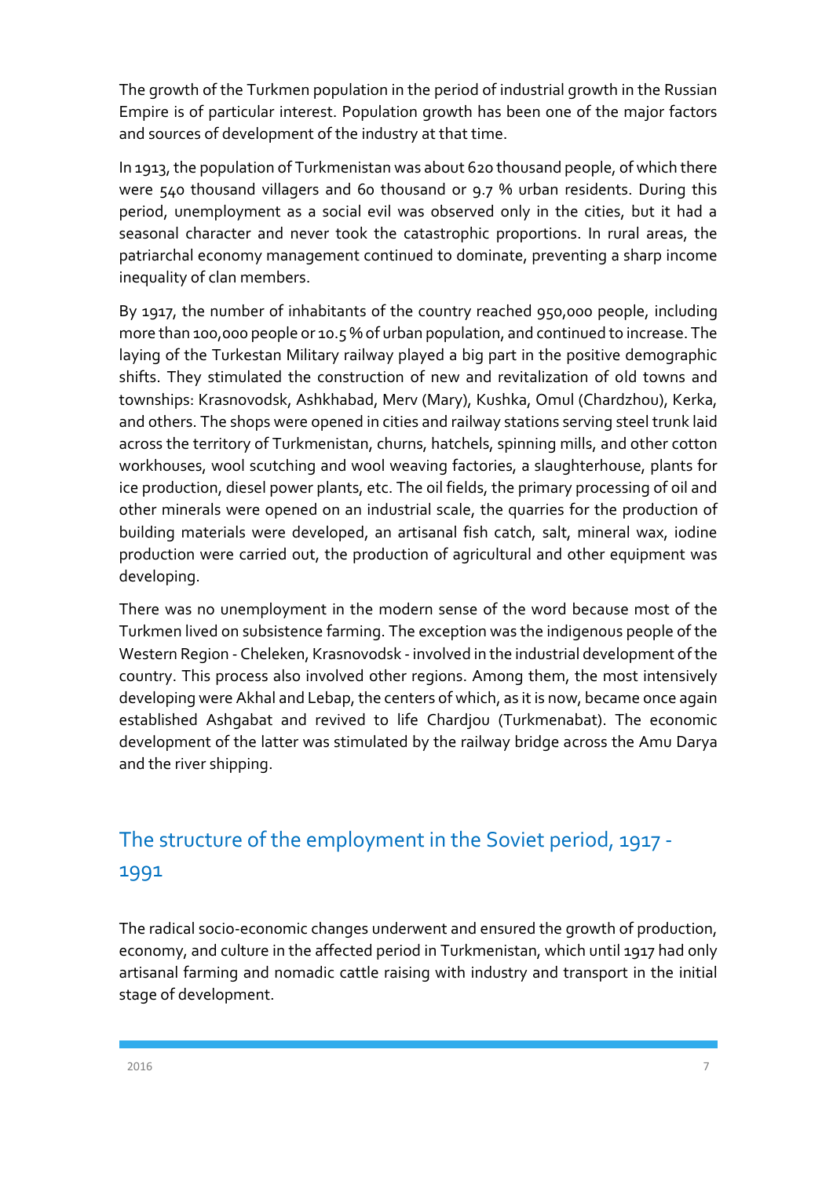The growth of the Turkmen population in the period of industrial growth in the Russian Empire is of particular interest. Population growth has been one of the major factors and sources of development of the industry at that time.

In 1913, the population of Turkmenistan was about 620 thousand people, of which there were 540 thousand villagers and 60 thousand or 9.7 % urban residents. During this period, unemployment as a social evil was observed only in the cities, but it had a seasonal character and never took the catastrophic proportions. In rural areas, the patriarchal economy management continued to dominate, preventing a sharp income inequality of clan members.

By 1917, the number of inhabitants of the country reached 950,000 people, including more than 100,000 people or 10.5 % of urban population, and continued to increase. The laying of the Turkestan Military railway played a big part in the positive demographic shifts. They stimulated the construction of new and revitalization of old towns and townships: Krasnovodsk, Ashkhabad, Merv (Mary), Kushka, Omul (Chardzhou), Kerka, and others. The shops were opened in cities and railway stations serving steel trunk laid across the territory of Turkmenistan, churns, hatchels, spinning mills, and other cotton workhouses, wool scutching and wool weaving factories, a slaughterhouse, plants for ice production, diesel power plants, etc. The oil fields, the primary processing of oil and other minerals were opened on an industrial scale, the quarries for the production of building materials were developed, an artisanal fish catch, salt, mineral wax, iodine production were carried out, the production of agricultural and other equipment was developing.

There was no unemployment in the modern sense of the word because most of the Turkmen lived on subsistence farming. The exception was the indigenous people of the Western Region - Cheleken, Krasnovodsk - involved in the industrial development of the country. This process also involved other regions. Among them, the most intensively developing were Akhal and Lebap, the centers of which, as it is now, became once again established Ashgabat and revived to life Chardjou (Turkmenabat). The economic development of the latter was stimulated by the railway bridge across the Amu Darya and the river shipping.

## The structure of the employment in the Soviet period, 1917 - 1991

The radical socio-economic changes underwent and ensured the growth of production, economy, and culture in the affected period in Turkmenistan, which until 1917 had only artisanal farming and nomadic cattle raising with industry and transport in the initial stage of development.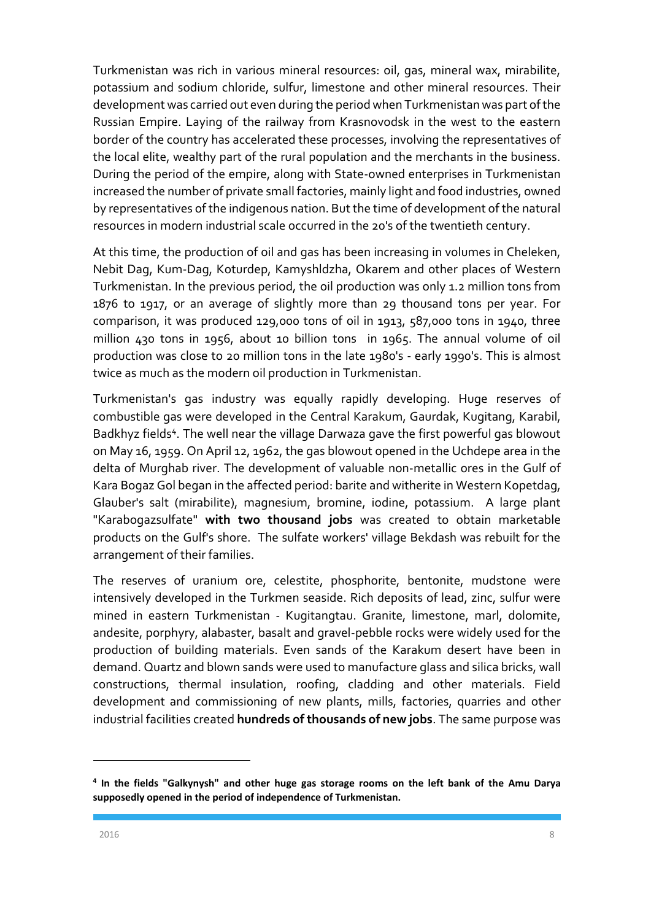Turkmenistan was rich in various mineral resources: oil, gas, mineral wax, mirabilite, potassium and sodium chloride, sulfur, limestone and other mineral resources. Their development was carried out even during the period when Turkmenistan was part of the Russian Empire. Laying of the railway from Krasnovodsk in the west to the eastern border of the country has accelerated these processes, involving the representatives of the local elite, wealthy part of the rural population and the merchants in the business. During the period of the empire, along with State-owned enterprises in Turkmenistan increased the number of private small factories, mainly light and food industries, owned by representatives of the indigenous nation. But the time of development of the natural resources in modern industrial scale occurred in the 20's of the twentieth century.

At this time, the production of oil and gas has been increasing in volumes in Cheleken, Nebit Dag, Kum-Dag, Koturdep, Kamyshldzha, Okarem and other places of Western Turkmenistan. In the previous period, the oil production was only 1.2 million tons from 1876 to 1917, or an average of slightly more than 29 thousand tons per year. For comparison, it was produced 129,000 tons of oil in 1913, 587,000 tons in 1940, three million 430 tons in 1956, about 10 billion tons in 1965. The annual volume of oil production was close to 20 million tons in the late 1980's - early 1990's. This is almost twice as much as the modern oil production in Turkmenistan.

Turkmenistan's gas industry was equally rapidly developing. Huge reserves of combustible gas were developed in the Central Karakum, Gaurdak, Kugitang, Karabil, Badkhyz fields[4]. The well near the village Darwaza gave the first powerful gas blowout on May 16, 1959. On April 12, 1962, the gas blowout opened in the Uchdepe area in the delta of Murghab river. The development of valuable non-metallic ores in the Gulf of Kara Bogaz Gol began in the affected period: barite and witherite in Western Kopetdag, Glauber's salt (mirabilite), magnesium, bromine, iodine, potassium. A large plant "Karabogazsulfate" **with two thousand jobs** was created to obtain marketable products on the Gulf's shore. The sulfate workers' village Bekdash was rebuilt for the arrangement of their families.

The reserves of uranium ore, celestite, phosphorite, bentonite, mudstone were intensively developed in the Turkmen seaside. Rich deposits of lead, zinc, sulfur were mined in eastern Turkmenistan - Kugitangtau. Granite, limestone, marl, dolomite, andesite, porphyry, alabaster, basalt and gravel-pebble rocks were widely used for the production of building materials. Even sands of the Karakum desert have been in demand. Quartz and blown sands were used to manufacture glass and silica bricks, wall constructions, thermal insulation, roofing, cladding and other materials. Field development and commissioning of new plants, mills, factories, quarries and other industrial facilities created **hundreds of thousands of new jobs**. The same purpose was

---

[4] **In the fields "Galkynysh" and other huge gas storage rooms on the left bank of the Amu Darya supposedly opened in the period of independence of Turkmenistan.**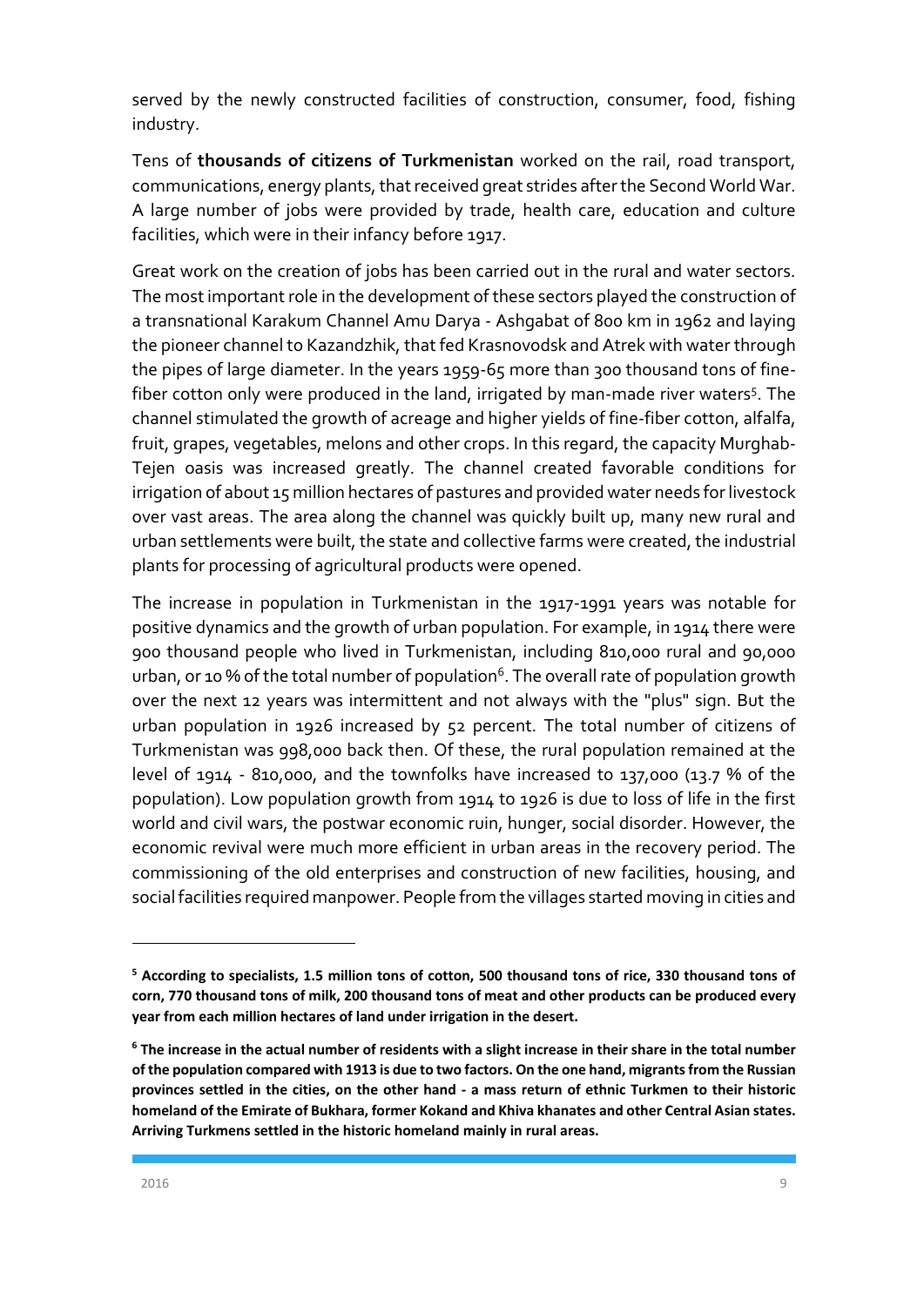served by the newly constructed facilities of construction, consumer, food, fishing industry.

Tens of **thousands of citizens of Turkmenistan** worked on the rail, road transport, communications, energy plants, that received great strides after the Second World War. A large number of jobs were provided by trade, health care, education and culture facilities, which were in their infancy before 1917.

Great work on the creation of jobs has been carried out in the rural and water sectors. The most important role in the development of these sectors played the construction of a transnational Karakum Channel Amu Darya - Ashgabat of 800 km in 1962 and laying the pioneer channel to Kazandzhik, that fed Krasnovodsk and Atrek with water through the pipes of large diameter. In the years 1959-65 more than 300 thousand tons of fine-fiber cotton only were produced in the land, irrigated by man-made river waters[5]. The channel stimulated the growth of acreage and higher yields of fine-fiber cotton, alfalfa, fruit, grapes, vegetables, melons and other crops. In this regard, the capacity Murghab-Tejen oasis was increased greatly. The channel created favorable conditions for irrigation of about 15 million hectares of pastures and provided water needs for livestock over vast areas. The area along the channel was quickly built up, many new rural and urban settlements were built, the state and collective farms were created, the industrial plants for processing of agricultural products were opened.

The increase in population in Turkmenistan in the 1917-1991 years was notable for positive dynamics and the growth of urban population. For example, in 1914 there were 900 thousand people who lived in Turkmenistan, including 810,000 rural and 90,000 urban, or 10 % of the total number of population[6]. The overall rate of population growth over the next 12 years was intermittent and not always with the "plus" sign. But the urban population in 1926 increased by 52 percent. The total number of citizens of Turkmenistan was 998,000 back then. Of these, the rural population remained at the level of 1914 - 810,000, and the townfolks have increased to 137,000 (13.7 % of the population). Low population growth from 1914 to 1926 is due to loss of life in the first world and civil wars, the postwar economic ruin, hunger, social disorder. However, the economic revival were much more efficient in urban areas in the recovery period. The commissioning of the old enterprises and construction of new facilities, housing, and social facilities required manpower. People from the villages started moving in cities and

---

**[5] According to specialists, 1.5 million tons of cotton, 500 thousand tons of rice, 330 thousand tons of corn, 770 thousand tons of milk, 200 thousand tons of meat and other products can be produced every year from each million hectares of land under irrigation in the desert.**

**[6] The increase in the actual number of residents with a slight increase in their share in the total number of the population compared with 1913 is due to two factors. On the one hand, migrants from the Russian provinces settled in the cities, on the other hand - a mass return of ethnic Turkmen to their historic homeland of the Emirate of Bukhara, former Kokand and Khiva khanates and other Central Asian states. Arriving Turkmens settled in the historic homeland mainly in rural areas.**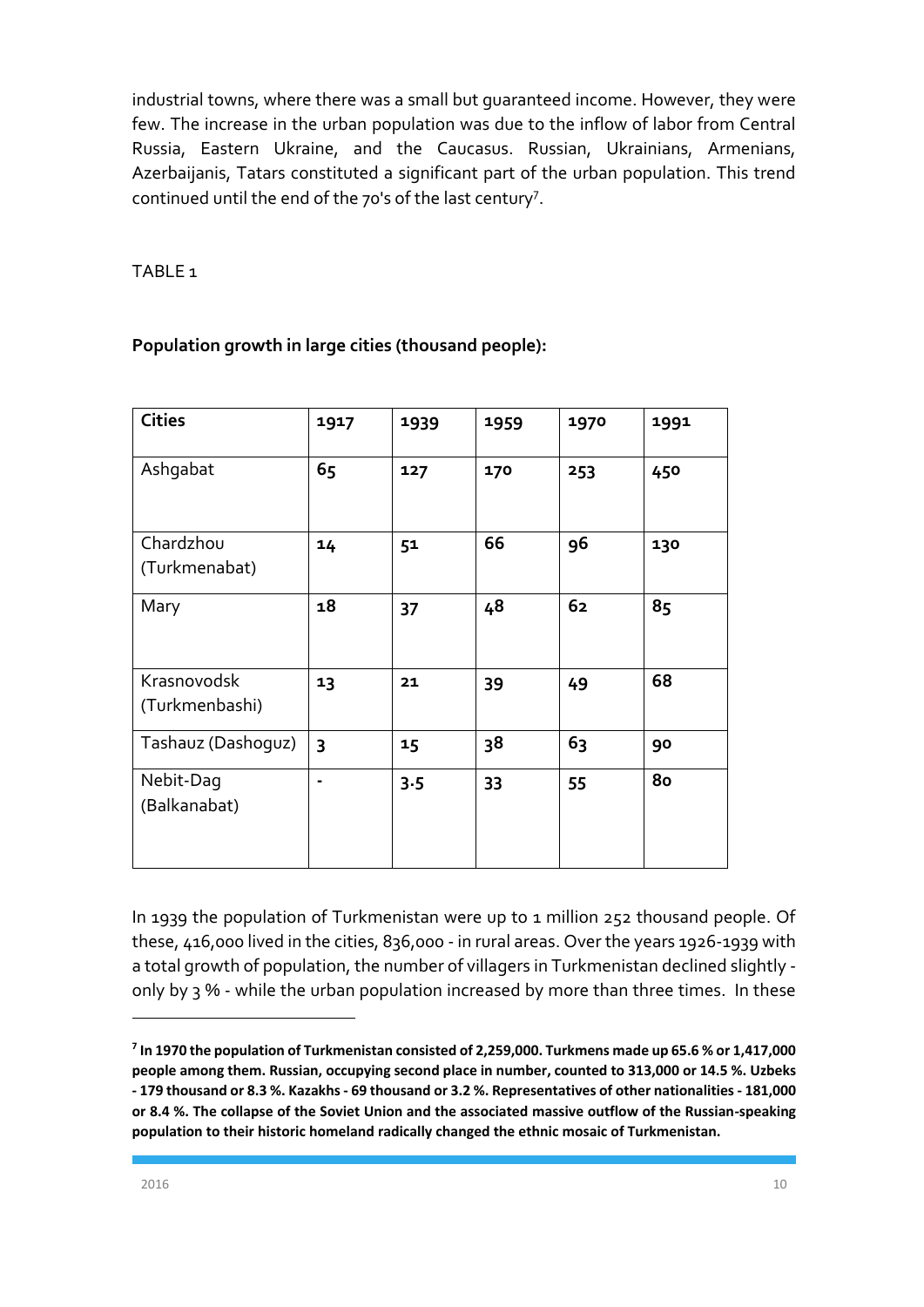industrial towns, where there was a small but guaranteed income. However, they were few. The increase in the urban population was due to the inflow of labor from Central Russia, Eastern Ukraine, and the Caucasus. Russian, Ukrainians, Armenians, Azerbaijanis, Tatars constituted a significant part of the urban population. This trend continued until the end of the 70's of the last century[7].

TABLE 1

**Population growth in large cities (thousand people):**

| **Cities** | **1917** | **1939** | **1959** | **1970** | **1991** |
|---|---|---|---|---|---|
| Ashgabat | **65** | **127** | **170** | **253** | **450** |
| Chardzhou (Turkmenabat) | **14** | **51** | **66** | **96** | **130** |
| Mary | **18** | **37** | **48** | **62** | **85** |
| Krasnovodsk (Turkmenbashi) | **13** | **21** | **39** | **49** | **68** |
| Tashauz (Dashoguz) | **3** | **15** | **38** | **63** | **90** |
| Nebit-Dag (Balkanabat) | **-** | **3.5** | **33** | **55** | **80** |

In 1939 the population of Turkmenistan were up to 1 million 252 thousand people. Of these, 416,000 lived in the cities, 836,000 - in rural areas. Over the years 1926-1939 with a total growth of population, the number of villagers in Turkmenistan declined slightly - only by 3 % - while the urban population increased by more than three times. In these

[7] **In 1970 the population of Turkmenistan consisted of 2,259,000. Turkmens made up 65.6 % or 1,417,000 people among them. Russian, occupying second place in number, counted to 313,000 or 14.5 %. Uzbeks - 179 thousand or 8.3 %. Kazakhs - 69 thousand or 3.2 %. Representatives of other nationalities - 181,000 or 8.4 %. The collapse of the Soviet Union and the associated massive outflow of the Russian-speaking population to their historic homeland radically changed the ethnic mosaic of Turkmenistan.**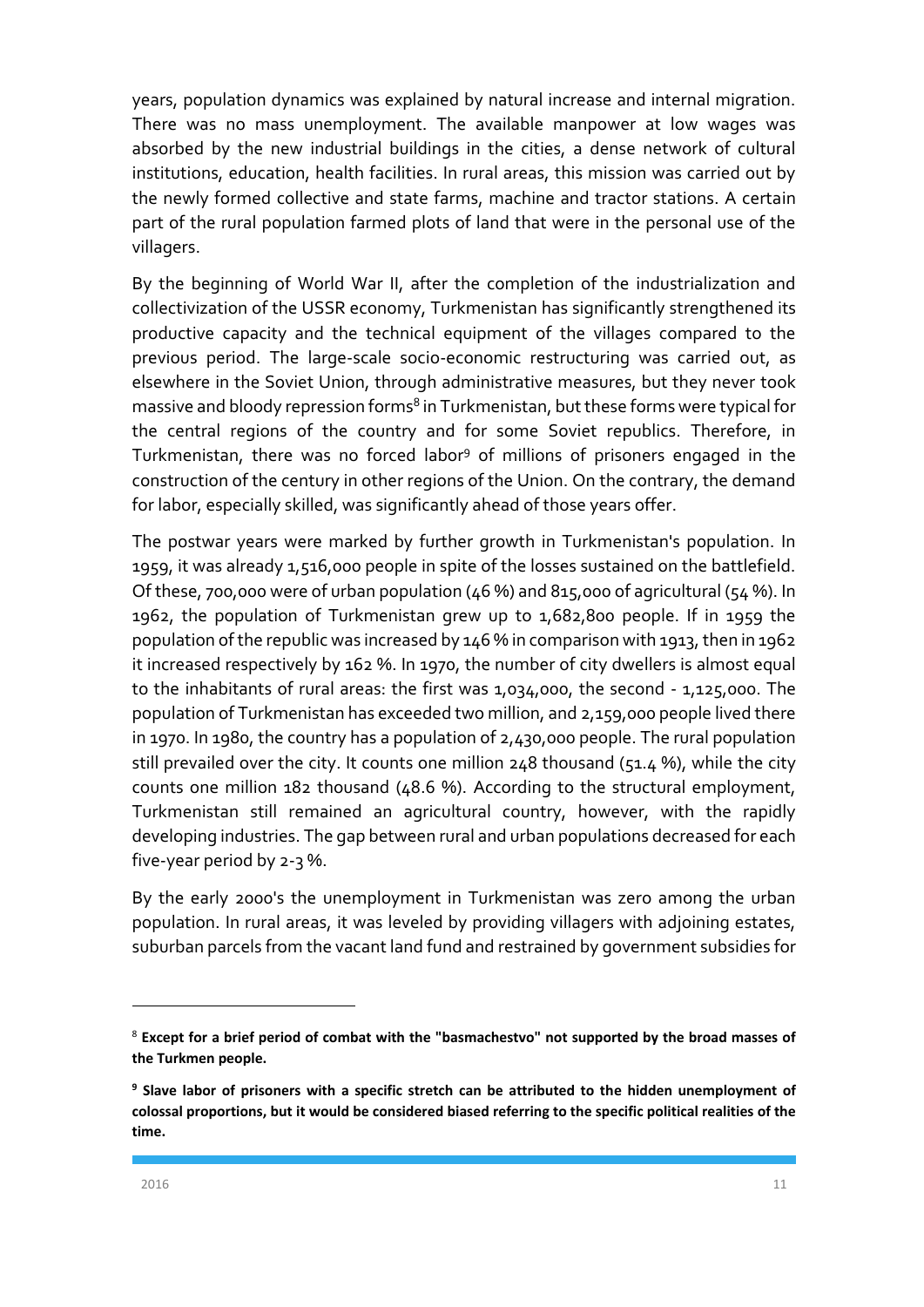years, population dynamics was explained by natural increase and internal migration. There was no mass unemployment. The available manpower at low wages was absorbed by the new industrial buildings in the cities, a dense network of cultural institutions, education, health facilities. In rural areas, this mission was carried out by the newly formed collective and state farms, machine and tractor stations. A certain part of the rural population farmed plots of land that were in the personal use of the villagers.

By the beginning of World War II, after the completion of the industrialization and collectivization of the USSR economy, Turkmenistan has significantly strengthened its productive capacity and the technical equipment of the villages compared to the previous period. The large-scale socio-economic restructuring was carried out, as elsewhere in the Soviet Union, through administrative measures, but they never took massive and bloody repression forms[8] in Turkmenistan, but these forms were typical for the central regions of the country and for some Soviet republics. Therefore, in Turkmenistan, there was no forced labor[9] of millions of prisoners engaged in the construction of the century in other regions of the Union. On the contrary, the demand for labor, especially skilled, was significantly ahead of those years offer.

The postwar years were marked by further growth in Turkmenistan's population. In 1959, it was already 1,516,000 people in spite of the losses sustained on the battlefield. Of these, 700,000 were of urban population (46 %) and 815,000 of agricultural (54 %). In 1962, the population of Turkmenistan grew up to 1,682,800 people. If in 1959 the population of the republic was increased by 146 % in comparison with 1913, then in 1962 it increased respectively by 162 %. In 1970, the number of city dwellers is almost equal to the inhabitants of rural areas: the first was 1,034,000, the second - 1,125,000. The population of Turkmenistan has exceeded two million, and 2,159,000 people lived there in 1970. In 1980, the country has a population of 2,430,000 people. The rural population still prevailed over the city. It counts one million 248 thousand (51.4 %), while the city counts one million 182 thousand (48.6 %). According to the structural employment, Turkmenistan still remained an agricultural country, however, with the rapidly developing industries. The gap between rural and urban populations decreased for each five-year period by 2-3 %.

By the early 2000's the unemployment in Turkmenistan was zero among the urban population. In rural areas, it was leveled by providing villagers with adjoining estates, suburban parcels from the vacant land fund and restrained by government subsidies for

---

[8] **Except for a brief period of combat with the "basmachestvo" not supported by the broad masses of the Turkmen people.**

[9] **Slave labor of prisoners with a specific stretch can be attributed to the hidden unemployment of colossal proportions, but it would be considered biased referring to the specific political realities of the time.**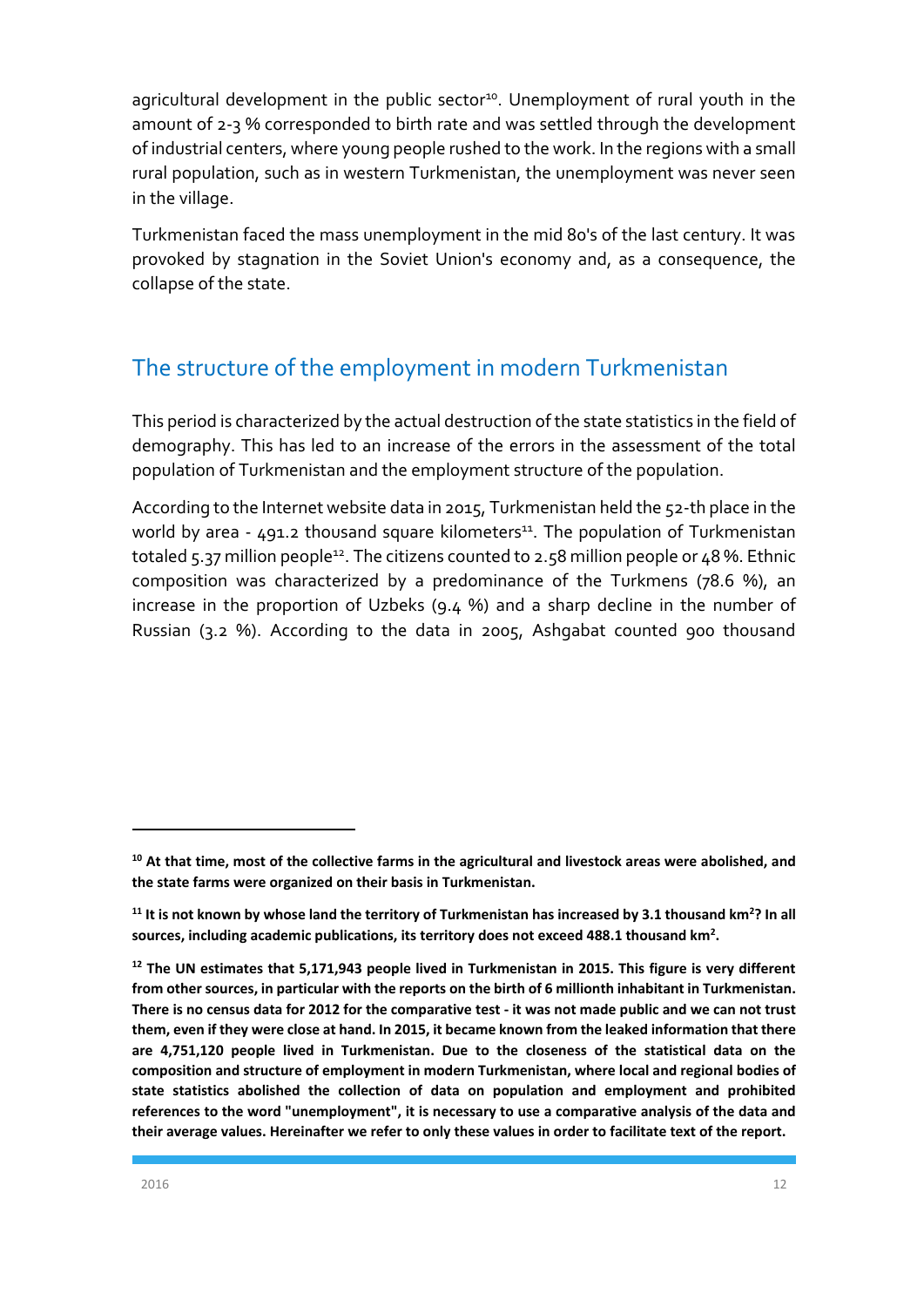agricultural development in the public sector[10]. Unemployment of rural youth in the amount of 2-3 % corresponded to birth rate and was settled through the development of industrial centers, where young people rushed to the work. In the regions with a small rural population, such as in western Turkmenistan, the unemployment was never seen in the village.

Turkmenistan faced the mass unemployment in the mid 80's of the last century. It was provoked by stagnation in the Soviet Union's economy and, as a consequence, the collapse of the state.

## The structure of the employment in modern Turkmenistan

This period is characterized by the actual destruction of the state statistics in the field of demography. This has led to an increase of the errors in the assessment of the total population of Turkmenistan and the employment structure of the population.

According to the Internet website data in 2015, Turkmenistan held the 52-th place in the world by area - 491.2 thousand square kilometers[11]. The population of Turkmenistan totaled 5.37 million people[12]. The citizens counted to 2.58 million people or 48 %. Ethnic composition was characterized by a predominance of the Turkmens (78.6 %), an increase in the proportion of Uzbeks (9.4 %) and a sharp decline in the number of Russian (3.2 %). According to the data in 2005, Ashgabat counted 900 thousand

---

**[10] At that time, most of the collective farms in the agricultural and livestock areas were abolished, and the state farms were organized on their basis in Turkmenistan.**

**[11] It is not known by whose land the territory of Turkmenistan has increased by 3.1 thousand km$^2$? In all sources, including academic publications, its territory does not exceed 488.1 thousand km$^2$.**

**[12] The UN estimates that 5,171,943 people lived in Turkmenistan in 2015. This figure is very different from other sources, in particular with the reports on the birth of 6 millionth inhabitant in Turkmenistan. There is no census data for 2012 for the comparative test - it was not made public and we can not trust them, even if they were close at hand. In 2015, it became known from the leaked information that there are 4,751,120 people lived in Turkmenistan. Due to the closeness of the statistical data on the composition and structure of employment in modern Turkmenistan, where local and regional bodies of state statistics abolished the collection of data on population and employment and prohibited references to the word "unemployment", it is necessary to use a comparative analysis of the data and their average values. Hereinafter we refer to only these values in order to facilitate text of the report.**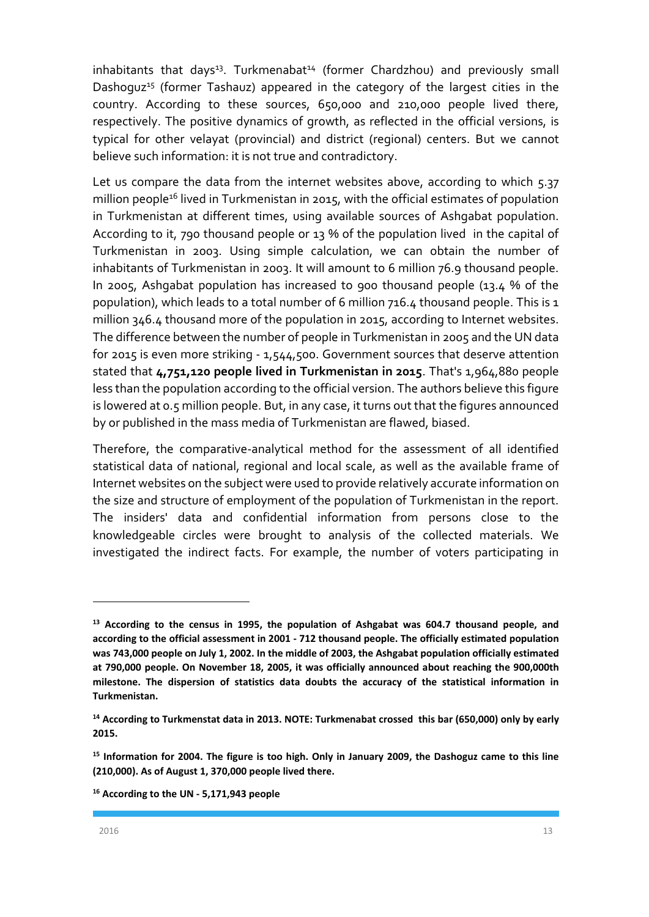inhabitants that days[13]. Turkmenabat[14] (former Chardzhou) and previously small Dashoguz[15] (former Tashauz) appeared in the category of the largest cities in the country. According to these sources, 650,000 and 210,000 people lived there, respectively. The positive dynamics of growth, as reflected in the official versions, is typical for other velayat (provincial) and district (regional) centers. But we cannot believe such information: it is not true and contradictory.

Let us compare the data from the internet websites above, according to which 5.37 million people[16] lived in Turkmenistan in 2015, with the official estimates of population in Turkmenistan at different times, using available sources of Ashgabat population. According to it, 790 thousand people or 13 % of the population lived in the capital of Turkmenistan in 2003. Using simple calculation, we can obtain the number of inhabitants of Turkmenistan in 2003. It will amount to 6 million 76.9 thousand people. In 2005, Ashgabat population has increased to 900 thousand people (13.4 % of the population), which leads to a total number of 6 million 716.4 thousand people. This is 1 million 346.4 thousand more of the population in 2015, according to Internet websites. The difference between the number of people in Turkmenistan in 2005 and the UN data for 2015 is even more striking - 1,544,500. Government sources that deserve attention stated that **4,751,120 people lived in Turkmenistan in 2015**. That's 1,964,880 people less than the population according to the official version. The authors believe this figure is lowered at 0.5 million people. But, in any case, it turns out that the figures announced by or published in the mass media of Turkmenistan are flawed, biased.

Therefore, the comparative-analytical method for the assessment of all identified statistical data of national, regional and local scale, as well as the available frame of Internet websites on the subject were used to provide relatively accurate information on the size and structure of employment of the population of Turkmenistan in the report. The insiders' data and confidential information from persons close to the knowledgeable circles were brought to analysis of the collected materials. We investigated the indirect facts. For example, the number of voters participating in

---

**[13] According to the census in 1995, the population of Ashgabat was 604.7 thousand people, and according to the official assessment in 2001 - 712 thousand people. The officially estimated population was 743,000 people on July 1, 2002. In the middle of 2003, the Ashgabat population officially estimated at 790,000 people. On November 18, 2005, it was officially announced about reaching the 900,000th milestone. The dispersion of statistics data doubts the accuracy of the statistical information in Turkmenistan.**

**[14] According to Turkmenstat data in 2013. NOTE: Turkmenabat crossed this bar (650,000) only by early 2015.**

**[15] Information for 2004. The figure is too high. Only in January 2009, the Dashoguz came to this line (210,000). As of August 1, 370,000 people lived there.**

**[16] According to the UN - 5,171,943 people**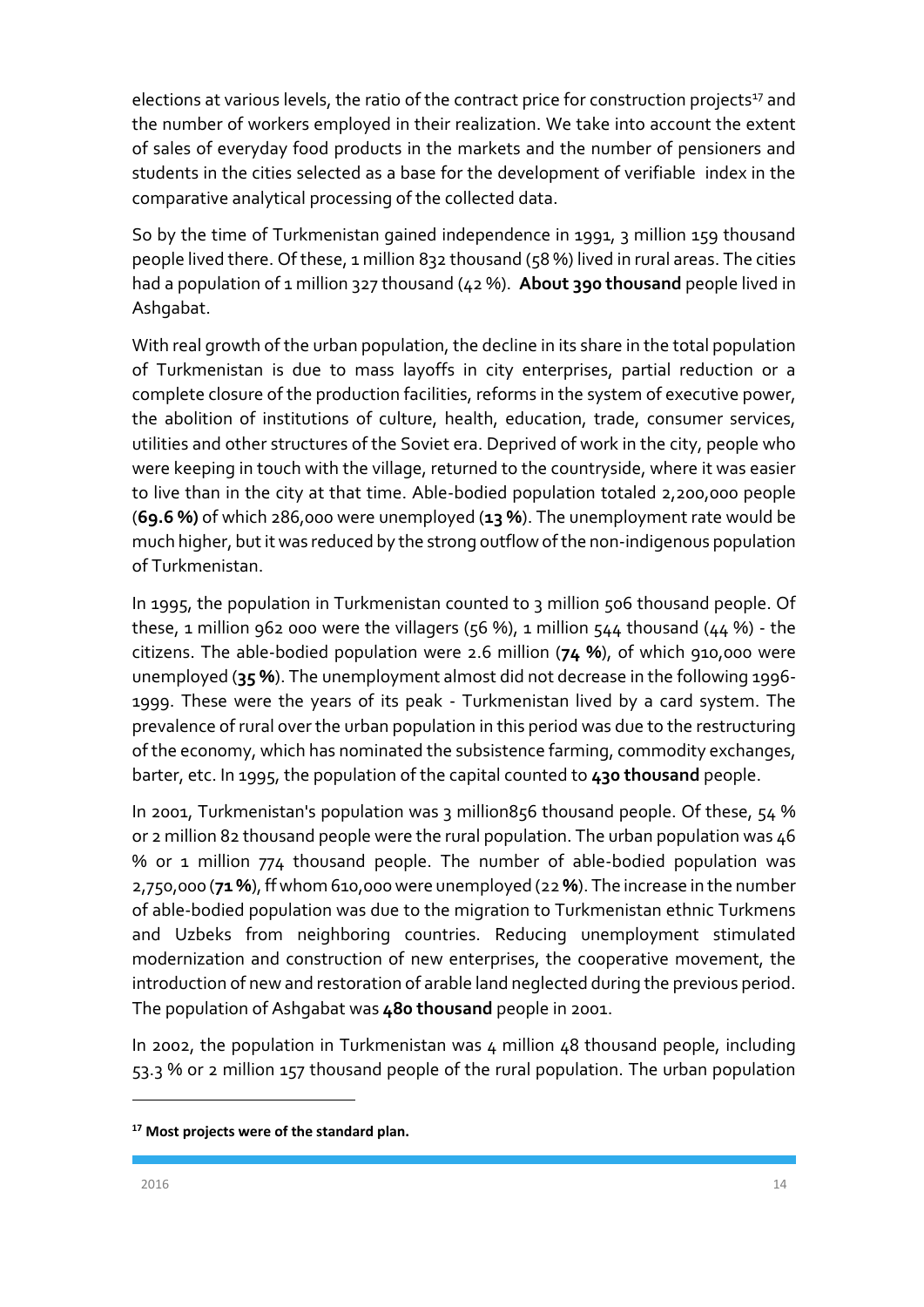elections at various levels, the ratio of the contract price for construction projects[17] and the number of workers employed in their realization. We take into account the extent of sales of everyday food products in the markets and the number of pensioners and students in the cities selected as a base for the development of verifiable index in the comparative analytical processing of the collected data.

So by the time of Turkmenistan gained independence in 1991, 3 million 159 thousand people lived there. Of these, 1 million 832 thousand (58 %) lived in rural areas. The cities had a population of 1 million 327 thousand (42 %). **About 390 thousand** people lived in Ashgabat.

With real growth of the urban population, the decline in its share in the total population of Turkmenistan is due to mass layoffs in city enterprises, partial reduction or a complete closure of the production facilities, reforms in the system of executive power, the abolition of institutions of culture, health, education, trade, consumer services, utilities and other structures of the Soviet era. Deprived of work in the city, people who were keeping in touch with the village, returned to the countryside, where it was easier to live than in the city at that time. Able-bodied population totaled 2,200,000 people (**69.6 %)** of which 286,000 were unemployed (**13 %**). The unemployment rate would be much higher, but it was reduced by the strong outflow of the non-indigenous population of Turkmenistan.

In 1995, the population in Turkmenistan counted to 3 million 506 thousand people. Of these, 1 million 962 000 were the villagers (56 %), 1 million 544 thousand (44 %) - the citizens. The able-bodied population were 2.6 million (**74 %**), of which 910,000 were unemployed (**35 %**). The unemployment almost did not decrease in the following 1996-1999. These were the years of its peak - Turkmenistan lived by a card system. The prevalence of rural over the urban population in this period was due to the restructuring of the economy, which has nominated the subsistence farming, commodity exchanges, barter, etc. In 1995, the population of the capital counted to **430 thousand** people.

In 2001, Turkmenistan's population was 3 million856 thousand people. Of these, 54 % or 2 million 82 thousand people were the rural population. The urban population was 46 % or 1 million 774 thousand people. The number of able-bodied population was 2,750,000 (**71 %**), ff whom 610,000 were unemployed (22 **%**). The increase in the number of able-bodied population was due to the migration to Turkmenistan ethnic Turkmens and Uzbeks from neighboring countries. Reducing unemployment stimulated modernization and construction of new enterprises, the cooperative movement, the introduction of new and restoration of arable land neglected during the previous period. The population of Ashgabat was **480 thousand** people in 2001.

In 2002, the population in Turkmenistan was 4 million 48 thousand people, including 53.3 % or 2 million 157 thousand people of the rural population. The urban population

---

[17] **Most projects were of the standard plan.**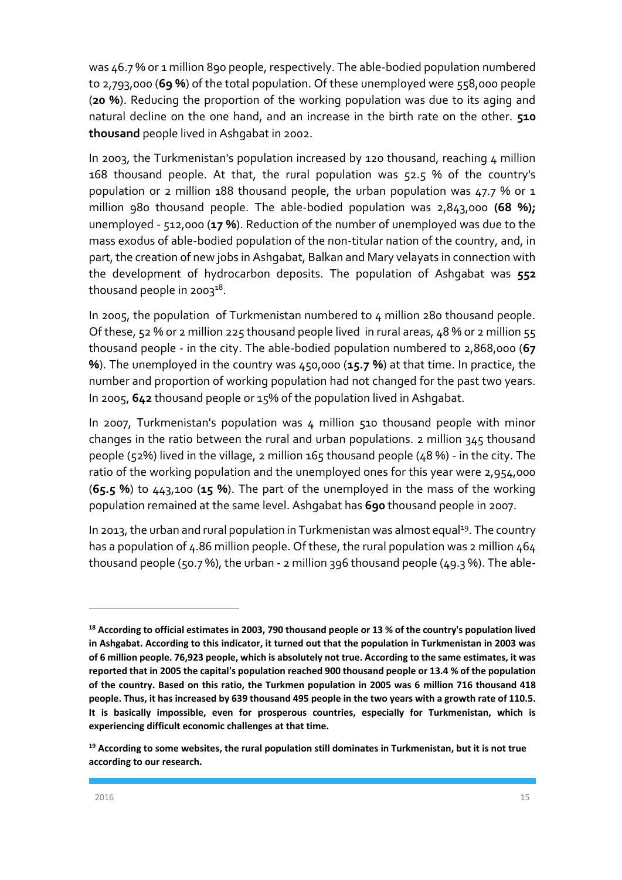was 46.7 % or 1 million 890 people, respectively. The able-bodied population numbered to 2,793,000 (**69 %**) of the total population. Of these unemployed were 558,000 people (**20 %**). Reducing the proportion of the working population was due to its aging and natural decline on the one hand, and an increase in the birth rate on the other. **510 thousand** people lived in Ashgabat in 2002.

In 2003, the Turkmenistan's population increased by 120 thousand, reaching 4 million 168 thousand people. At that, the rural population was 52.5 % of the country's population or 2 million 188 thousand people, the urban population was 47.7 % or 1 million 980 thousand people. The able-bodied population was 2,843,000 **(68 %);** unemployed - 512,000 (**17 %**). Reduction of the number of unemployed was due to the mass exodus of able-bodied population of the non-titular nation of the country, and, in part, the creation of new jobs in Ashgabat, Balkan and Mary velayats in connection with the development of hydrocarbon deposits. The population of Ashgabat was **552** thousand people in 2003[18].

In 2005, the population of Turkmenistan numbered to 4 million 280 thousand people. Of these, 52 % or 2 million 225 thousand people lived in rural areas, 48 % or 2 million 55 thousand people - in the city. The able-bodied population numbered to 2,868,000 (**67 %**). The unemployed in the country was 450,000 (**15.7 %**) at that time. In practice, the number and proportion of working population had not changed for the past two years. In 2005, **642** thousand people or 15% of the population lived in Ashgabat.

In 2007, Turkmenistan's population was 4 million 510 thousand people with minor changes in the ratio between the rural and urban populations. 2 million 345 thousand people (52%) lived in the village, 2 million 165 thousand people (48 %) - in the city. The ratio of the working population and the unemployed ones for this year were 2,954,000 (**65.5 %**) to 443,100 (**15 %**). The part of the unemployed in the mass of the working population remained at the same level. Ashgabat has **690** thousand people in 2007.

In 2013, the urban and rural population in Turkmenistan was almost equal[19]. The country has a population of 4.86 million people. Of these, the rural population was 2 million 464 thousand people (50.7 %), the urban - 2 million 396 thousand people (49.3 %). The able-

---

[18] **According to official estimates in 2003, 790 thousand people or 13 % of the country's population lived in Ashgabat. According to this indicator, it turned out that the population in Turkmenistan in 2003 was of 6 million people. 76,923 people, which is absolutely not true. According to the same estimates, it was reported that in 2005 the capital's population reached 900 thousand people or 13.4 % of the population of the country. Based on this ratio, the Turkmen population in 2005 was 6 million 716 thousand 418 people. Thus, it has increased by 639 thousand 495 people in the two years with a growth rate of 110.5. It is basically impossible, even for prosperous countries, especially for Turkmenistan, which is experiencing difficult economic challenges at that time.**

[19] **According to some websites, the rural population still dominates in Turkmenistan, but it is not true according to our research.**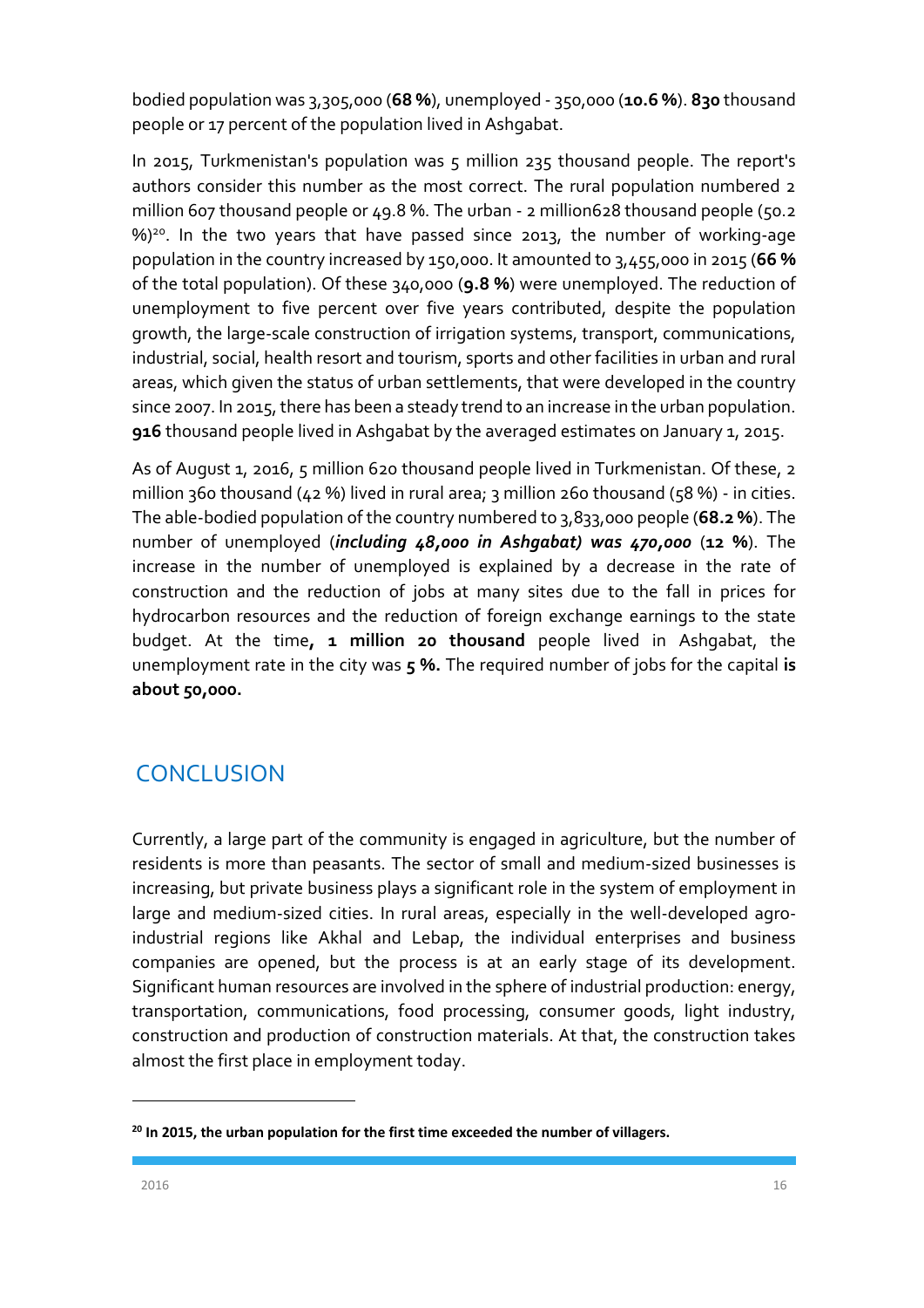bodied population was 3,305,000 (**68 %**), unemployed - 350,000 (**10.6 %**). **830** thousand people or 17 percent of the population lived in Ashgabat.

In 2015, Turkmenistan's population was 5 million 235 thousand people. The report's authors consider this number as the most correct. The rural population numbered 2 million 607 thousand people or 49.8 %. The urban - 2 million628 thousand people (50.2 %)[20]. In the two years that have passed since 2013, the number of working-age population in the country increased by 150,000. It amounted to 3,455,000 in 2015 (**66 %** of the total population). Of these 340,000 (**9.8 %**) were unemployed. The reduction of unemployment to five percent over five years contributed, despite the population growth, the large-scale construction of irrigation systems, transport, communications, industrial, social, health resort and tourism, sports and other facilities in urban and rural areas, which given the status of urban settlements, that were developed in the country since 2007. In 2015, there has been a steady trend to an increase in the urban population. **916** thousand people lived in Ashgabat by the averaged estimates on January 1, 2015.

As of August 1, 2016, 5 million 620 thousand people lived in Turkmenistan. Of these, 2 million 360 thousand (42 %) lived in rural area; 3 million 260 thousand (58 %) - in cities. The able-bodied population of the country numbered to 3,833,000 people (**68.2 %**). The number of unemployed (***including 48,000 in Ashgabat) was 470,000*** (**12 %**). The increase in the number of unemployed is explained by a decrease in the rate of construction and the reduction of jobs at many sites due to the fall in prices for hydrocarbon resources and the reduction of foreign exchange earnings to the state budget. At the time**, 1 million 20 thousand** people lived in Ashgabat, the unemployment rate in the city was **5 %.** The required number of jobs for the capital **is about 50,000.**

## CONCLUSION

Currently, a large part of the community is engaged in agriculture, but the number of residents is more than peasants. The sector of small and medium-sized businesses is increasing, but private business plays a significant role in the system of employment in large and medium-sized cities. In rural areas, especially in the well-developed agro-industrial regions like Akhal and Lebap, the individual enterprises and business companies are opened, but the process is at an early stage of its development. Significant human resources are involved in the sphere of industrial production: energy, transportation, communications, food processing, consumer goods, light industry, construction and production of construction materials. At that, the construction takes almost the first place in employment today.

---

**[20] In 2015, the urban population for the first time exceeded the number of villagers.**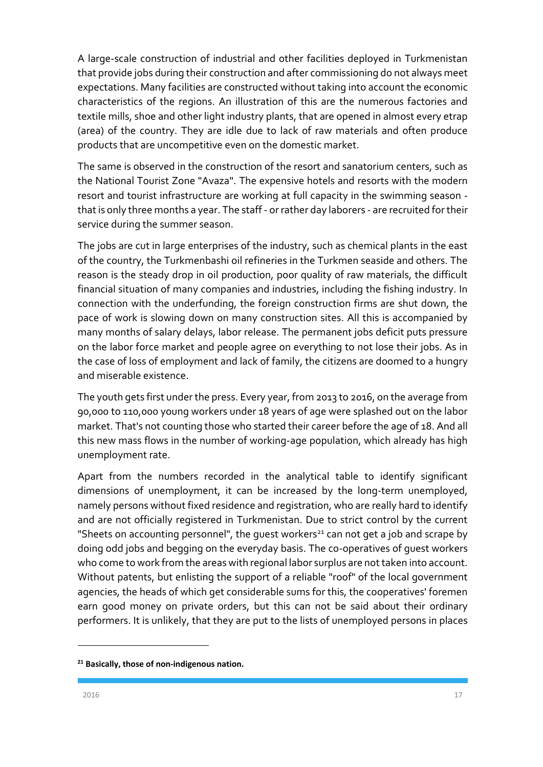A large-scale construction of industrial and other facilities deployed in Turkmenistan that provide jobs during their construction and after commissioning do not always meet expectations. Many facilities are constructed without taking into account the economic characteristics of the regions. An illustration of this are the numerous factories and textile mills, shoe and other light industry plants, that are opened in almost every etrap (area) of the country. They are idle due to lack of raw materials and often produce products that are uncompetitive even on the domestic market.

The same is observed in the construction of the resort and sanatorium centers, such as the National Tourist Zone "Avaza". The expensive hotels and resorts with the modern resort and tourist infrastructure are working at full capacity in the swimming season - that is only three months a year. The staff - or rather day laborers - are recruited for their service during the summer season.

The jobs are cut in large enterprises of the industry, such as chemical plants in the east of the country, the Turkmenbashi oil refineries in the Turkmen seaside and others. The reason is the steady drop in oil production, poor quality of raw materials, the difficult financial situation of many companies and industries, including the fishing industry. In connection with the underfunding, the foreign construction firms are shut down, the pace of work is slowing down on many construction sites. All this is accompanied by many months of salary delays, labor release. The permanent jobs deficit puts pressure on the labor force market and people agree on everything to not lose their jobs. As in the case of loss of employment and lack of family, the citizens are doomed to a hungry and miserable existence.

The youth gets first under the press. Every year, from 2013 to 2016, on the average from 90,000 to 110,000 young workers under 18 years of age were splashed out on the labor market. That's not counting those who started their career before the age of 18. And all this new mass flows in the number of working-age population, which already has high unemployment rate.

Apart from the numbers recorded in the analytical table to identify significant dimensions of unemployment, it can be increased by the long-term unemployed, namely persons without fixed residence and registration, who are really hard to identify and are not officially registered in Turkmenistan. Due to strict control by the current "Sheets on accounting personnel", the guest workers[21] can not get a job and scrape by doing odd jobs and begging on the everyday basis. The co-operatives of guest workers who come to work from the areas with regional labor surplus are not taken into account. Without patents, but enlisting the support of a reliable "roof" of the local government agencies, the heads of which get considerable sums for this, the cooperatives' foremen earn good money on private orders, but this can not be said about their ordinary performers. It is unlikely, that they are put to the lists of unemployed persons in places

---

**[21] Basically, those of non-indigenous nation.**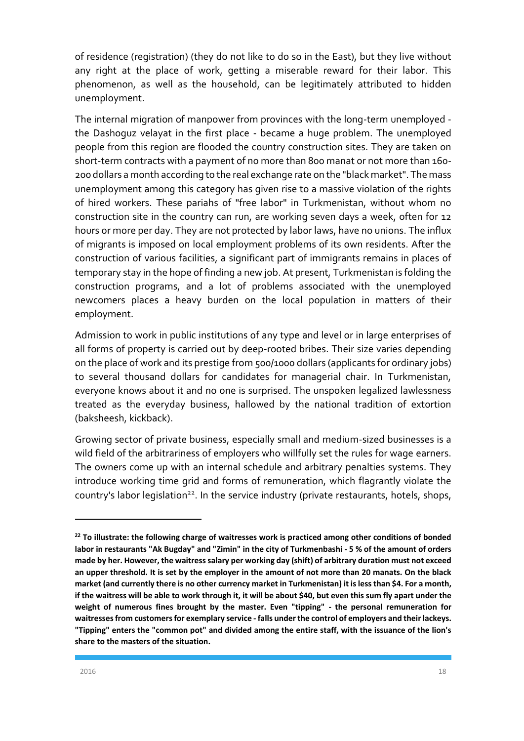of residence (registration) (they do not like to do so in the East), but they live without any right at the place of work, getting a miserable reward for their labor. This phenomenon, as well as the household, can be legitimately attributed to hidden unemployment.

The internal migration of manpower from provinces with the long-term unemployed - the Dashoguz velayat in the first place - became a huge problem. The unemployed people from this region are flooded the country construction sites. They are taken on short-term contracts with a payment of no more than 800 manat or not more than 160-200 dollars a month according to the real exchange rate on the "black market". The mass unemployment among this category has given rise to a massive violation of the rights of hired workers. These pariahs of "free labor" in Turkmenistan, without whom no construction site in the country can run, are working seven days a week, often for 12 hours or more per day. They are not protected by labor laws, have no unions. The influx of migrants is imposed on local employment problems of its own residents. After the construction of various facilities, a significant part of immigrants remains in places of temporary stay in the hope of finding a new job. At present, Turkmenistan is folding the construction programs, and a lot of problems associated with the unemployed newcomers places a heavy burden on the local population in matters of their employment.

Admission to work in public institutions of any type and level or in large enterprises of all forms of property is carried out by deep-rooted bribes. Their size varies depending on the place of work and its prestige from 500/1000 dollars (applicants for ordinary jobs) to several thousand dollars for candidates for managerial chair. In Turkmenistan, everyone knows about it and no one is surprised. The unspoken legalized lawlessness treated as the everyday business, hallowed by the national tradition of extortion (baksheesh, kickback).

Growing sector of private business, especially small and medium-sized businesses is a wild field of the arbitrariness of employers who willfully set the rules for wage earners. The owners come up with an internal schedule and arbitrary penalties systems. They introduce working time grid and forms of remuneration, which flagrantly violate the country's labor legislation[22]. In the service industry (private restaurants, hotels, shops,

---

**[22] To illustrate: the following charge of waitresses work is practiced among other conditions of bonded labor in restaurants "Ak Bugday" and "Zimin" in the city of Turkmenbashi - 5 % of the amount of orders made by her. However, the waitress salary per working day (shift) of arbitrary duration must not exceed an upper threshold. It is set by the employer in the amount of not more than 20 manats. On the black market (and currently there is no other currency market in Turkmenistan) it is less than $4. For a month, if the waitress will be able to work through it, it will be about $40, but even this sum fly apart under the weight of numerous fines brought by the master. Even "tipping" - the personal remuneration for waitresses from customers for exemplary service - falls under the control of employers and their lackeys. "Tipping" enters the "common pot" and divided among the entire staff, with the issuance of the lion's share to the masters of the situation.**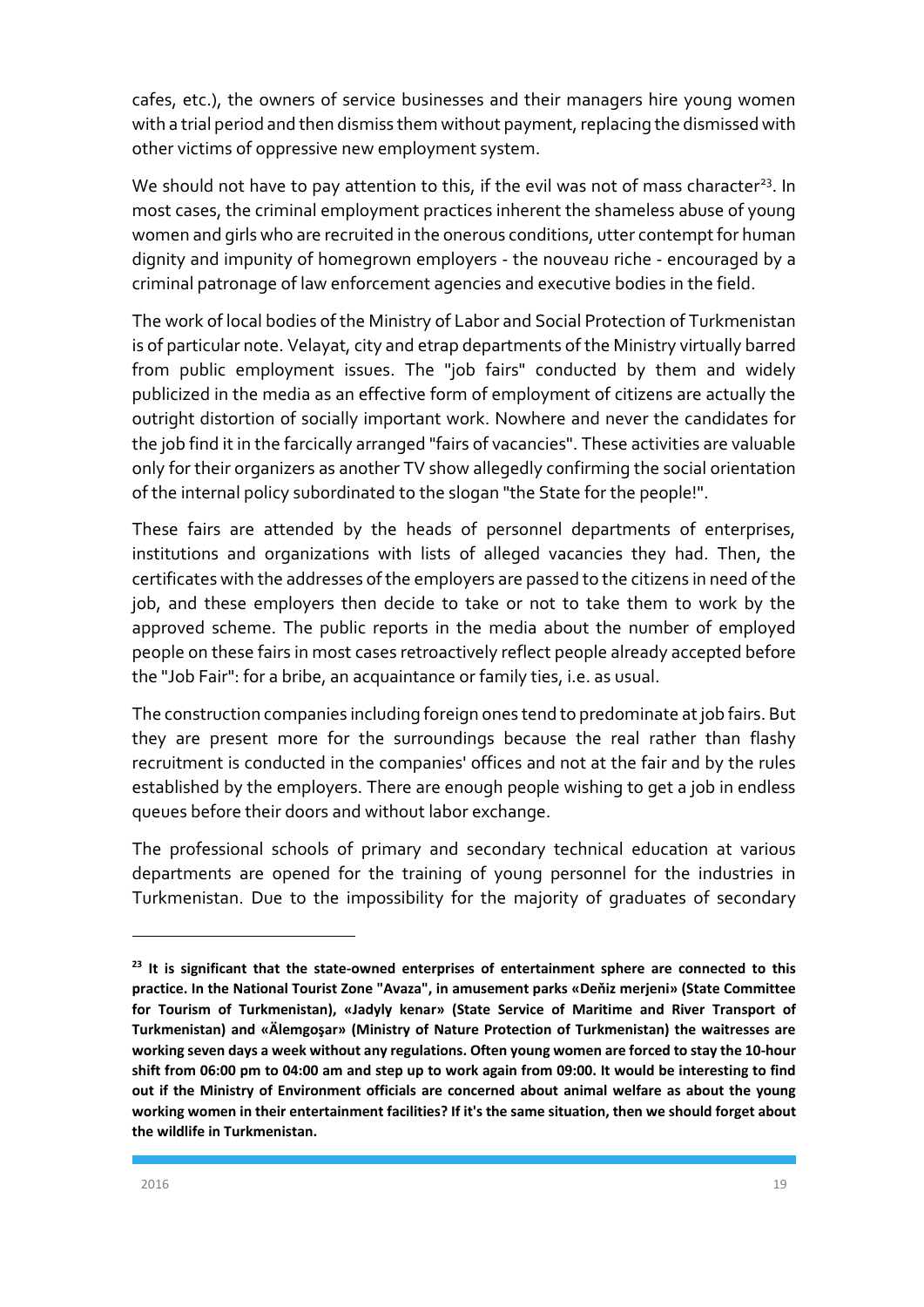cafes, etc.), the owners of service businesses and their managers hire young women with a trial period and then dismiss them without payment, replacing the dismissed with other victims of oppressive new employment system.

We should not have to pay attention to this, if the evil was not of mass character[23]. In most cases, the criminal employment practices inherent the shameless abuse of young women and girls who are recruited in the onerous conditions, utter contempt for human dignity and impunity of homegrown employers - the nouveau riche - encouraged by a criminal patronage of law enforcement agencies and executive bodies in the field.

The work of local bodies of the Ministry of Labor and Social Protection of Turkmenistan is of particular note. Velayat, city and etrap departments of the Ministry virtually barred from public employment issues. The "job fairs" conducted by them and widely publicized in the media as an effective form of employment of citizens are actually the outright distortion of socially important work. Nowhere and never the candidates for the job find it in the farcically arranged "fairs of vacancies". These activities are valuable only for their organizers as another TV show allegedly confirming the social orientation of the internal policy subordinated to the slogan "the State for the people!".

These fairs are attended by the heads of personnel departments of enterprises, institutions and organizations with lists of alleged vacancies they had. Then, the certificates with the addresses of the employers are passed to the citizens in need of the job, and these employers then decide to take or not to take them to work by the approved scheme. The public reports in the media about the number of employed people on these fairs in most cases retroactively reflect people already accepted before the "Job Fair": for a bribe, an acquaintance or family ties, i.e. as usual.

The construction companies including foreign ones tend to predominate at job fairs. But they are present more for the surroundings because the real rather than flashy recruitment is conducted in the companies' offices and not at the fair and by the rules established by the employers. There are enough people wishing to get a job in endless queues before their doors and without labor exchange.

The professional schools of primary and secondary technical education at various departments are opened for the training of young personnel for the industries in Turkmenistan. Due to the impossibility for the majority of graduates of secondary

---

**[23] It is significant that the state-owned enterprises of entertainment sphere are connected to this practice. In the National Tourist Zone "Avaza", in amusement parks «Deňiz merjeni» (State Committee for Tourism of Turkmenistan), «Jadyly kenar» (State Service of Maritime and River Transport of Turkmenistan) and «Älemgoşar» (Ministry of Nature Protection of Turkmenistan) the waitresses are working seven days a week without any regulations. Often young women are forced to stay the 10-hour shift from 06:00 pm to 04:00 am and step up to work again from 09:00. It would be interesting to find out if the Ministry of Environment officials are concerned about animal welfare as about the young working women in their entertainment facilities? If it's the same situation, then we should forget about the wildlife in Turkmenistan.**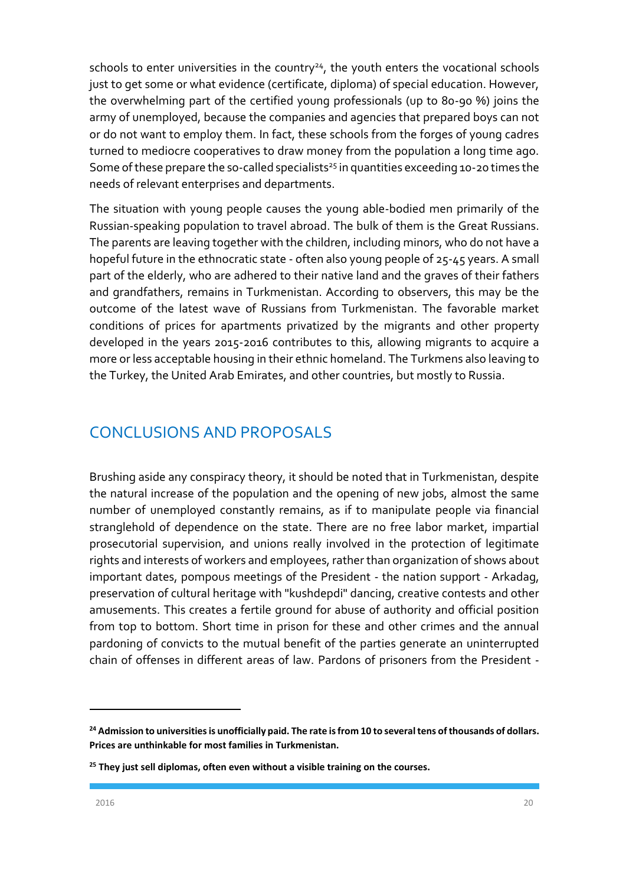schools to enter universities in the country[24], the youth enters the vocational schools just to get some or what evidence (certificate, diploma) of special education. However, the overwhelming part of the certified young professionals (up to 80-90 %) joins the army of unemployed, because the companies and agencies that prepared boys can not or do not want to employ them. In fact, these schools from the forges of young cadres turned to mediocre cooperatives to draw money from the population a long time ago. Some of these prepare the so-called specialists[25] in quantities exceeding 10-20 times the needs of relevant enterprises and departments.

The situation with young people causes the young able-bodied men primarily of the Russian-speaking population to travel abroad. The bulk of them is the Great Russians. The parents are leaving together with the children, including minors, who do not have a hopeful future in the ethnocratic state - often also young people of 25-45 years. A small part of the elderly, who are adhered to their native land and the graves of their fathers and grandfathers, remains in Turkmenistan. According to observers, this may be the outcome of the latest wave of Russians from Turkmenistan. The favorable market conditions of prices for apartments privatized by the migrants and other property developed in the years 2015-2016 contributes to this, allowing migrants to acquire a more or less acceptable housing in their ethnic homeland. The Turkmens also leaving to the Turkey, the United Arab Emirates, and other countries, but mostly to Russia.

## CONCLUSIONS AND PROPOSALS

Brushing aside any conspiracy theory, it should be noted that in Turkmenistan, despite the natural increase of the population and the opening of new jobs, almost the same number of unemployed constantly remains, as if to manipulate people via financial stranglehold of dependence on the state. There are no free labor market, impartial prosecutorial supervision, and unions really involved in the protection of legitimate rights and interests of workers and employees, rather than organization of shows about important dates, pompous meetings of the President - the nation support - Arkadag, preservation of cultural heritage with "kushdepdi" dancing, creative contests and other amusements. This creates a fertile ground for abuse of authority and official position from top to bottom. Short time in prison for these and other crimes and the annual pardoning of convicts to the mutual benefit of the parties generate an uninterrupted chain of offenses in different areas of law. Pardons of prisoners from the President -

---

**[24] Admission to universities is unofficially paid. The rate is from 10 to several tens of thousands of dollars. Prices are unthinkable for most families in Turkmenistan.**

**[25] They just sell diplomas, often even without a visible training on the courses.**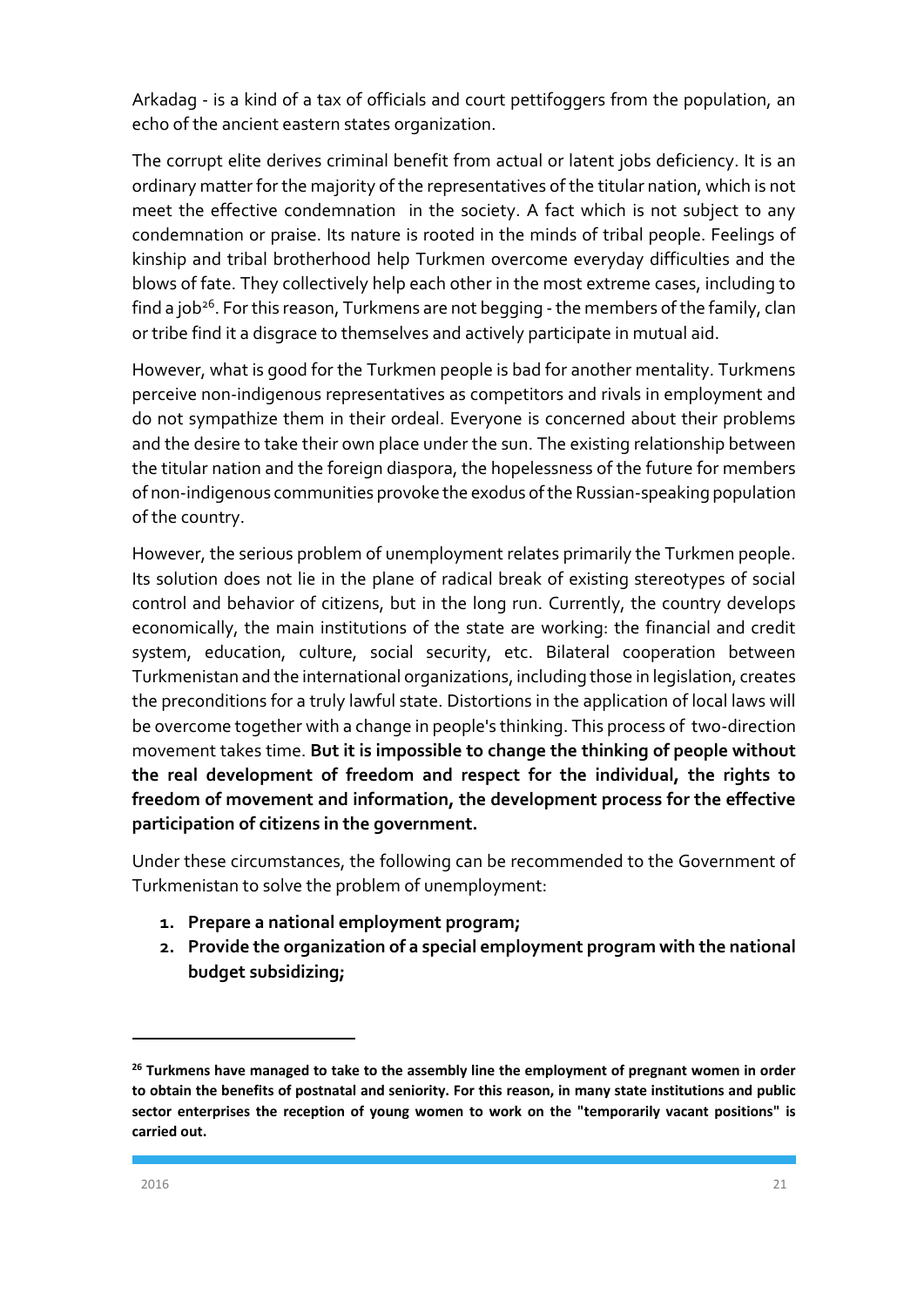Arkadag - is a kind of a tax of officials and court pettifoggers from the population, an echo of the ancient eastern states organization.

The corrupt elite derives criminal benefit from actual or latent jobs deficiency. It is an ordinary matter for the majority of the representatives of the titular nation, which is not meet the effective condemnation in the society. A fact which is not subject to any condemnation or praise. Its nature is rooted in the minds of tribal people. Feelings of kinship and tribal brotherhood help Turkmen overcome everyday difficulties and the blows of fate. They collectively help each other in the most extreme cases, including to find a job[26]. For this reason, Turkmens are not begging - the members of the family, clan or tribe find it a disgrace to themselves and actively participate in mutual aid.

However, what is good for the Turkmen people is bad for another mentality. Turkmens perceive non-indigenous representatives as competitors and rivals in employment and do not sympathize them in their ordeal. Everyone is concerned about their problems and the desire to take their own place under the sun. The existing relationship between the titular nation and the foreign diaspora, the hopelessness of the future for members of non-indigenous communities provoke the exodus of the Russian-speaking population of the country.

However, the serious problem of unemployment relates primarily the Turkmen people. Its solution does not lie in the plane of radical break of existing stereotypes of social control and behavior of citizens, but in the long run. Currently, the country develops economically, the main institutions of the state are working: the financial and credit system, education, culture, social security, etc. Bilateral cooperation between Turkmenistan and the international organizations, including those in legislation, creates the preconditions for a truly lawful state. Distortions in the application of local laws will be overcome together with a change in people's thinking. This process of two-direction movement takes time. **But it is impossible to change the thinking of people without the real development of freedom and respect for the individual, the rights to freedom of movement and information, the development process for the effective participation of citizens in the government.**

Under these circumstances, the following can be recommended to the Government of Turkmenistan to solve the problem of unemployment:

1. **Prepare a national employment program;**
2. **Provide the organization of a special employment program with the national budget subsidizing;**

---

[26] **Turkmens have managed to take to the assembly line the employment of pregnant women in order to obtain the benefits of postnatal and seniority. For this reason, in many state institutions and public sector enterprises the reception of young women to work on the "temporarily vacant positions" is carried out.**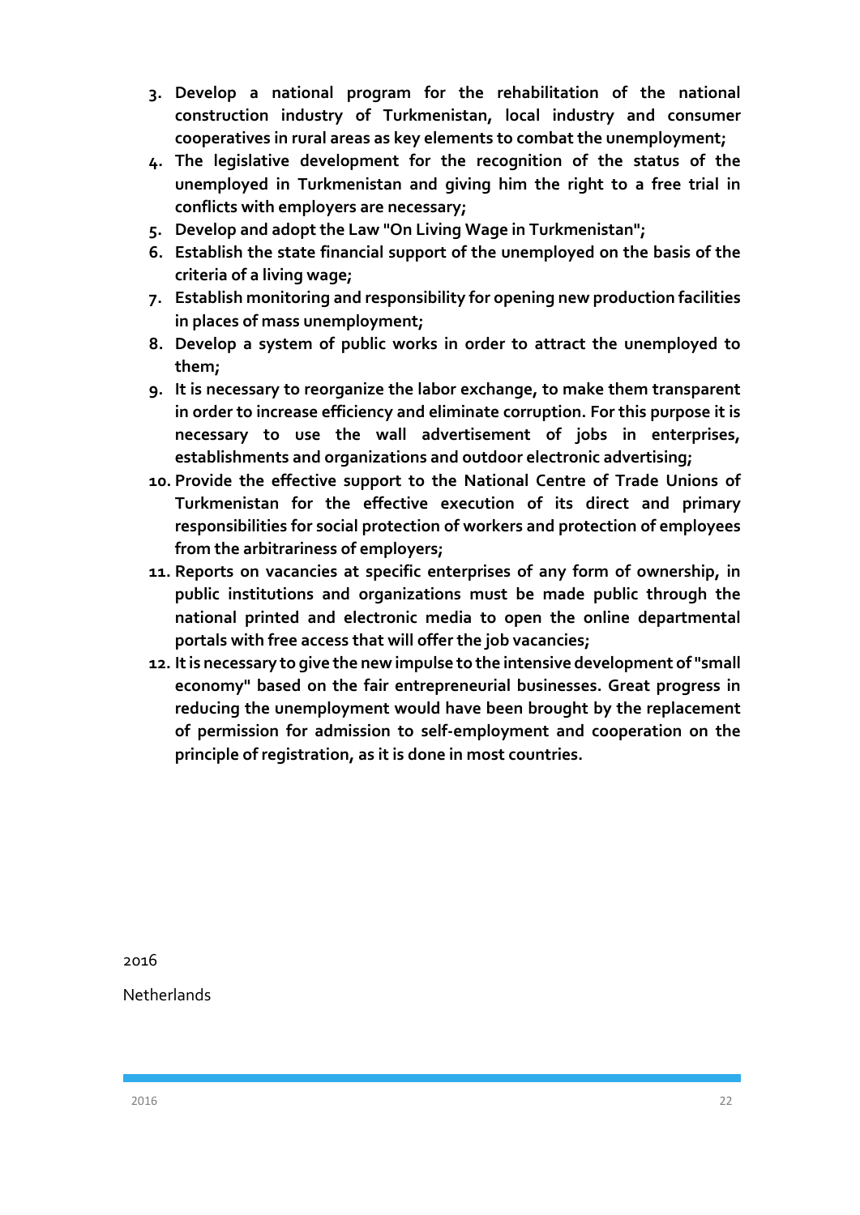3. **Develop a national program for the rehabilitation of the national construction industry of Turkmenistan, local industry and consumer cooperatives in rural areas as key elements to combat the unemployment;**
4. **The legislative development for the recognition of the status of the unemployed in Turkmenistan and giving him the right to a free trial in conflicts with employers are necessary;**
5. **Develop and adopt the Law "On Living Wage in Turkmenistan";**
6. **Establish the state financial support of the unemployed on the basis of the criteria of a living wage;**
7. **Establish monitoring and responsibility for opening new production facilities in places of mass unemployment;**
8. **Develop a system of public works in order to attract the unemployed to them;**
9. **It is necessary to reorganize the labor exchange, to make them transparent in order to increase efficiency and eliminate corruption. For this purpose it is necessary to use the wall advertisement of jobs in enterprises, establishments and organizations and outdoor electronic advertising;**
10. **Provide the effective support to the National Centre of Trade Unions of Turkmenistan for the effective execution of its direct and primary responsibilities for social protection of workers and protection of employees from the arbitrariness of employers;**
11. **Reports on vacancies at specific enterprises of any form of ownership, in public institutions and organizations must be made public through the national printed and electronic media to open the online departmental portals with free access that will offer the job vacancies;**
12. **It is necessary to give the new impulse to the intensive development of "small economy" based on the fair entrepreneurial businesses. Great progress in reducing the unemployment would have been brought by the replacement of permission for admission to self-employment and cooperation on the principle of registration, as it is done in most countries.**

2016

Netherlands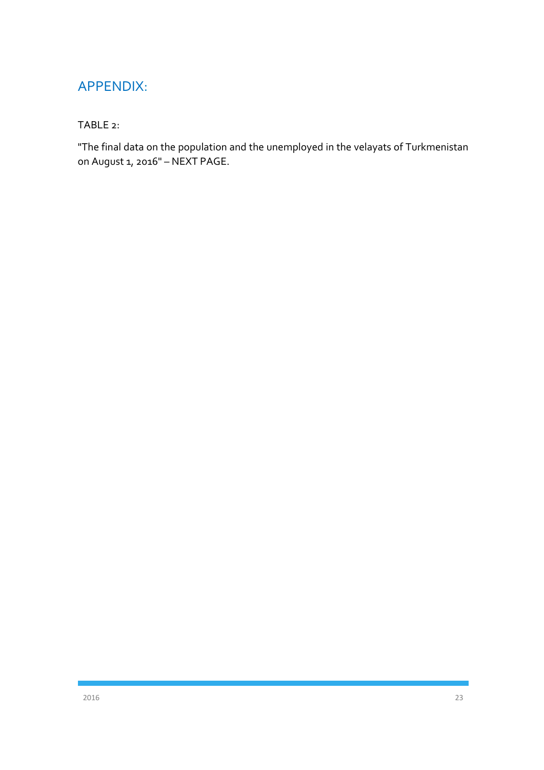## APPENDIX:

TABLE 2:

"The final data on the population and the unemployed in the velayats of Turkmenistan on August 1, 2016" – NEXT PAGE.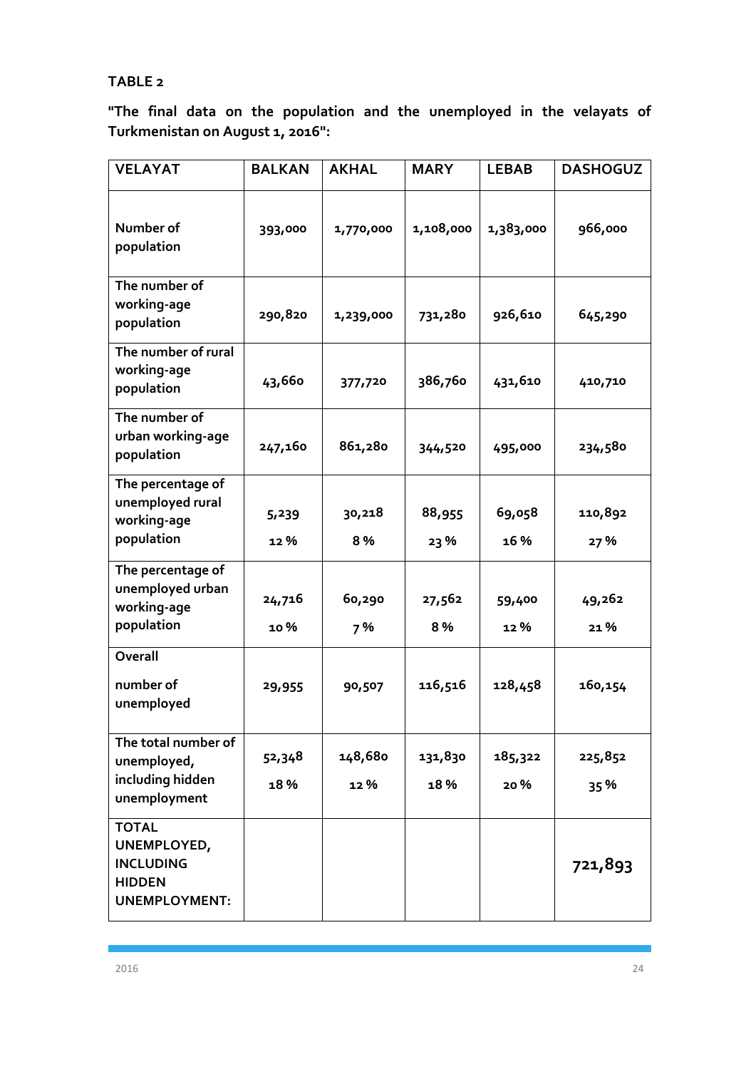**TABLE 2**

**"The final data on the population and the unemployed in the velayats of Turkmenistan on August 1, 2016":**

| VELAYAT | BALKAN | AKHAL | MARY | LEBAB | DASHOGUZ |
|---|---|---|---|---|---|
| Number of population | 393,000 | 1,770,000 | 1,108,000 | 1,383,000 | 966,000 |
| The number of working-age population | 290,820 | 1,239,000 | 731,280 | 926,610 | 645,290 |
| The number of rural working-age population | 43,660 | 377,720 | 386,760 | 431,610 | 410,710 |
| The number of urban working-age population | 247,160 | 861,280 | 344,520 | 495,000 | 234,580 |
| The percentage of unemployed rural working-age population | 5,239<br>12 % | 30,218<br>8 % | 88,955<br>23 % | 69,058<br>16 % | 110,892<br>27 % |
| The percentage of unemployed urban working-age population | 24,716<br>10 % | 60,290<br>7 % | 27,562<br>8 % | 59,400<br>12 % | 49,262<br>21 % |
| Overall number of unemployed | 29,955 | 90,507 | 116,516 | 128,458 | 160,154 |
| The total number of unemployed, including hidden unemployment | 52,348<br>18 % | 148,680<br>12 % | 131,830<br>18 % | 185,322<br>20 % | 225,852<br>35 % |
| TOTAL UNEMPLOYED, INCLUDING HIDDEN UNEMPLOYMENT: | | | | | 721,893 |